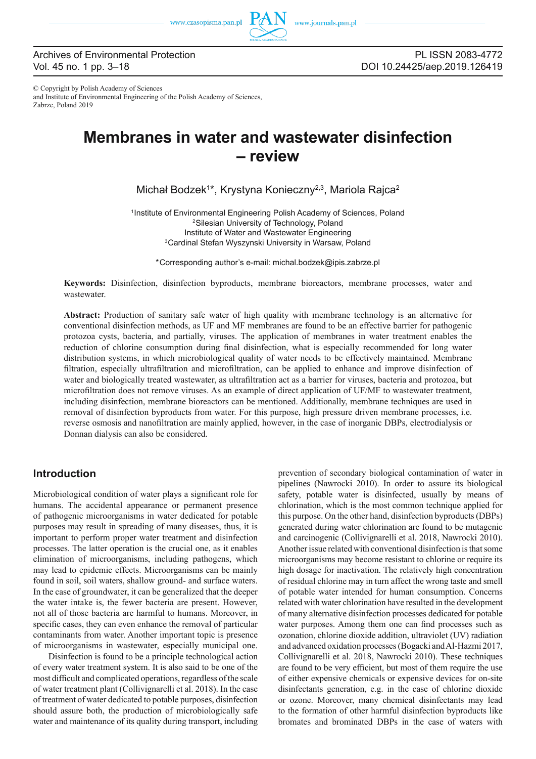© Copyright by Polish Academy of Sciences
and Institute of Environmental Engineering of the Polish Academy of Sciences,
Zabrze, Poland 2019

# Membranes in water and wastewater disinfection – review

Michał Bodzek[1]*, Krystyna Konieczny[2,3], Mariola Rajca[2]

[1]Institute of Environmental Engineering Polish Academy of Sciences, Poland
[2]Silesian University of Technology, Poland
Institute of Water and Wastewater Engineering
[3]Cardinal Stefan Wyszynski University in Warsaw, Poland

*Corresponding author's e-mail: michal.bodzek@ipis.zabrze.pl

**Keywords:** Disinfection, disinfection byproducts, membrane bioreactors, membrane processes, water and wastewater.

**Abstract:** Production of sanitary safe water of high quality with membrane technology is an alternative for conventional disinfection methods, as UF and MF membranes are found to be an effective barrier for pathogenic protozoa cysts, bacteria, and partially, viruses. The application of membranes in water treatment enables the reduction of chlorine consumption during final disinfection, what is especially recommended for long water distribution systems, in which microbiological quality of water needs to be effectively maintained. Membrane filtration, especially ultrafiltration and microfiltration, can be applied to enhance and improve disinfection of water and biologically treated wastewater, as ultrafiltration act as a barrier for viruses, bacteria and protozoa, but microfiltration does not remove viruses. As an example of direct application of UF/MF to wastewater treatment, including disinfection, membrane bioreactors can be mentioned. Additionally, membrane techniques are used in removal of disinfection byproducts from water. For this purpose, high pressure driven membrane processes, i.e. reverse osmosis and nanofiltration are mainly applied, however, in the case of inorganic DBPs, electrodialysis or Donnan dialysis can also be considered.

## Introduction

Microbiological condition of water plays a significant role for humans. The accidental appearance or permanent presence of pathogenic microorganisms in water dedicated for potable purposes may result in spreading of many diseases, thus, it is important to perform proper water treatment and disinfection processes. The latter operation is the crucial one, as it enables elimination of microorganisms, including pathogens, which may lead to epidemic effects. Microorganisms can be mainly found in soil, soil waters, shallow ground- and surface waters. In the case of groundwater, it can be generalized that the deeper the water intake is, the fewer bacteria are present. However, not all of those bacteria are harmful to humans. Moreover, in specific cases, they can even enhance the removal of particular contaminants from water. Another important topic is presence of microorganisms in wastewater, especially municipal one.

Disinfection is found to be a principle technological action of every water treatment system. It is also said to be one of the most difficult and complicated operations, regardless of the scale of water treatment plant (Collivignarelli et al. 2018). In the case of treatment of water dedicated to potable purposes, disinfection should assure both, the production of microbiologically safe water and maintenance of its quality during transport, including prevention of secondary biological contamination of water in pipelines (Nawrocki 2010). In order to assure its biological safety, potable water is disinfected, usually by means of chlorination, which is the most common technique applied for this purpose. On the other hand, disinfection byproducts (DBPs) generated during water chlorination are found to be mutagenic and carcinogenic (Collivignarelli et al. 2018, Nawrocki 2010). Another issue related with conventional disinfection is that some microorganisms may become resistant to chlorine or require its high dosage for inactivation. The relatively high concentration of residual chlorine may in turn affect the wrong taste and smell of potable water intended for human consumption. Concerns related with water chlorination have resulted in the development of many alternative disinfection processes dedicated for potable water purposes. Among them one can find processes such as ozonation, chlorine dioxide addition, ultraviolet (UV) radiation and advanced oxidation processes (Bogacki and Al-Hazmi 2017, Collivignarelli et al. 2018, Nawrocki 2010). These techniques are found to be very efficient, but most of them require the use of either expensive chemicals or expensive devices for on-site disinfectants generation, e.g. in the case of chlorine dioxide or ozone. Moreover, many chemical disinfectants may lead to the formation of other harmful disinfection byproducts like bromates and brominated DBPs in the case of waters with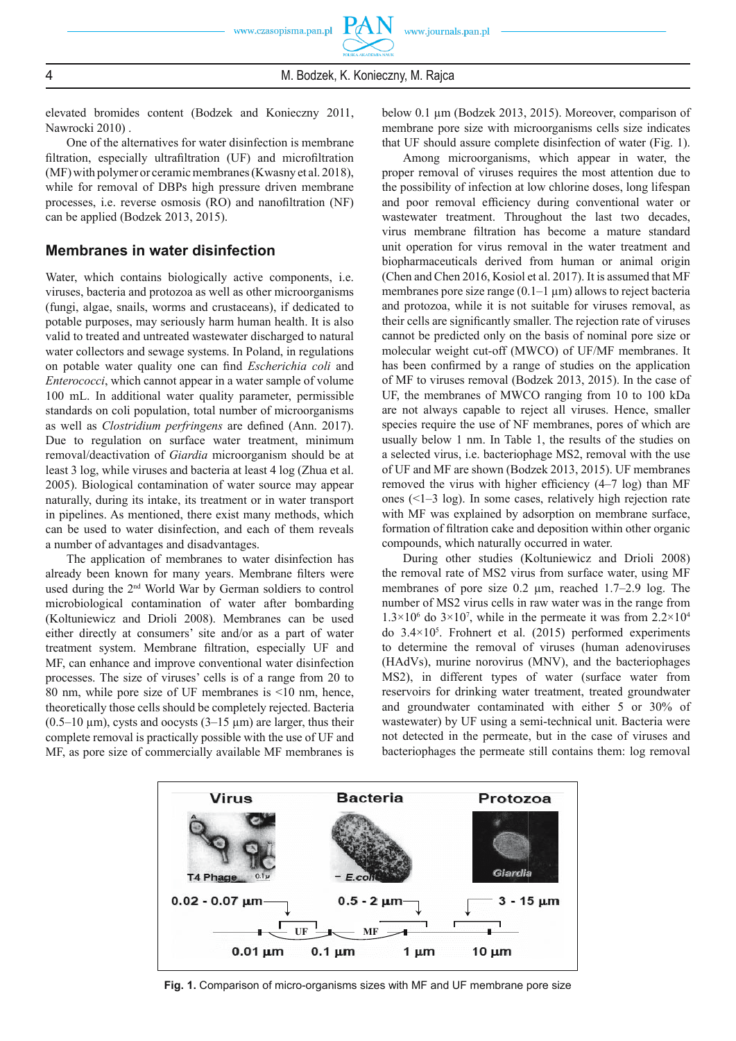elevated bromides content (Bodzek and Konieczny 2011, Nawrocki 2010) .

One of the alternatives for water disinfection is membrane filtration, especially ultrafiltration (UF) and microfiltration (MF) with polymer or ceramic membranes (Kwasny et al. 2018), while for removal of DBPs high pressure driven membrane processes, i.e. reverse osmosis (RO) and nanofiltration (NF) can be applied (Bodzek 2013, 2015).

## Membranes in water disinfection

Water, which contains biologically active components, i.e. viruses, bacteria and protozoa as well as other microorganisms (fungi, algae, snails, worms and crustaceans), if dedicated to potable purposes, may seriously harm human health. It is also valid to treated and untreated wastewater discharged to natural water collectors and sewage systems. In Poland, in regulations on potable water quality one can find *Escherichia coli* and *Enterococci*, which cannot appear in a water sample of volume 100 mL. In additional water quality parameter, permissible standards on coli population, total number of microorganisms as well as *Clostridium perfringens* are defined (Ann. 2017). Due to regulation on surface water treatment, minimum removal/deactivation of *Giardia* microorganism should be at least 3 log, while viruses and bacteria at least 4 log (Zhua et al. 2005). Biological contamination of water source may appear naturally, during its intake, its treatment or in water transport in pipelines. As mentioned, there exist many methods, which can be used to water disinfection, and each of them reveals a number of advantages and disadvantages.

The application of membranes to water disinfection has already been known for many years. Membrane filters were used during the 2nd World War by German soldiers to control microbiological contamination of water after bombarding (Koltuniewicz and Drioli 2008). Membranes can be used either directly at consumers' site and/or as a part of water treatment system. Membrane filtration, especially UF and MF, can enhance and improve conventional water disinfection processes. The size of viruses' cells is of a range from 20 to 80 nm, while pore size of UF membranes is <10 nm, hence, theoretically those cells should be completely rejected. Bacteria (0.5–10 µm), cysts and oocysts (3–15 µm) are larger, thus their complete removal is practically possible with the use of UF and MF, as pore size of commercially available MF membranes is below 0.1 µm (Bodzek 2013, 2015). Moreover, comparison of membrane pore size with microorganisms cells size indicates that UF should assure complete disinfection of water (Fig. 1).

Among microorganisms, which appear in water, the proper removal of viruses requires the most attention due to the possibility of infection at low chlorine doses, long lifespan and poor removal efficiency during conventional water or wastewater treatment. Throughout the last two decades, virus membrane filtration has become a mature standard unit operation for virus removal in the water treatment and biopharmaceuticals derived from human or animal origin (Chen and Chen 2016, Kosiol et al. 2017). It is assumed that MF membranes pore size range (0.1–1 µm) allows to reject bacteria and protozoa, while it is not suitable for viruses removal, as their cells are significantly smaller. The rejection rate of viruses cannot be predicted only on the basis of nominal pore size or molecular weight cut-off (MWCO) of UF/MF membranes. It has been confirmed by a range of studies on the application of MF to viruses removal (Bodzek 2013, 2015). In the case of UF, the membranes of MWCO ranging from 10 to 100 kDa are not always capable to reject all viruses. Hence, smaller species require the use of NF membranes, pores of which are usually below 1 nm. In Table 1, the results of the studies on a selected virus, i.e. bacteriophage MS2, removal with the use of UF and MF are shown (Bodzek 2013, 2015). UF membranes removed the virus with higher efficiency (4–7 log) than MF ones (<1–3 log). In some cases, relatively high rejection rate with MF was explained by adsorption on membrane surface, formation of filtration cake and deposition within other organic compounds, which naturally occurred in water.

During other studies (Koltuniewicz and Drioli 2008) the removal rate of MS2 virus from surface water, using MF membranes of pore size 0.2 µm, reached 1.7–2.9 log. The number of MS2 virus cells in raw water was in the range from $1.3\times10^6$ do $3\times10^7$, while in the permeate it was from $2.2\times10^4$ do $3.4\times10^5$. Frohnert et al. (2015) performed experiments to determine the removal of viruses (human adenoviruses (HAdVs), murine norovirus (MNV), and the bacteriophages MS2), in different types of water (surface water from reservoirs for drinking water treatment, treated groundwater and groundwater contaminated with either 5 or 30% of wastewater) by UF using a semi-technical unit. Bacteria were not detected in the permeate, but in the case of viruses and bacteriophages the permeate still contains them: log removal

**Fig. 1.** Comparison of micro-organisms sizes with MF and UF membrane pore size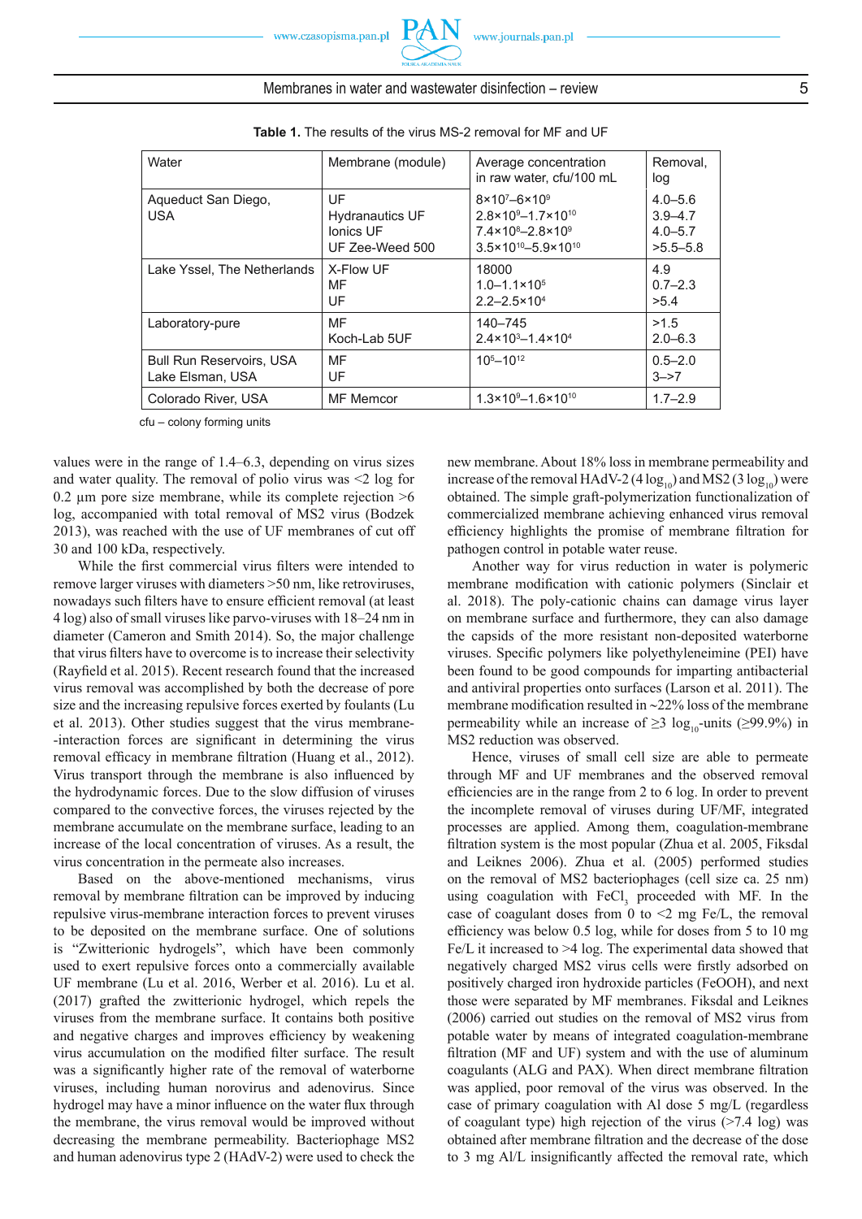**Table 1.** The results of the virus MS-2 removal for MF and UF

| Water | Membrane (module) | Average concentration in raw water, cfu/100 mL | Removal, log |
|---|---|---|---|
| Aqueduct San Diego, USA | UF<br>Hydranautics UF<br>Ionics UF<br>UF Zee-Weed 500 | $8\times10^7$–$6\times10^9$<br>$2.8\times10^9$–$1.7\times10^{10}$<br>$7.4\times10^8$–$2.8\times10^9$<br>$3.5\times10^{10}$–$5.9\times10^{10}$ | 4.0–5.6<br>3.9–4.7<br>4.0–5.7<br>>5.5–5.8 |
| Lake Yssel, The Netherlands | X-Flow UF<br>MF<br>UF | 18000<br>$1.0$–$1.1\times10^5$<br>$2.2$–$2.5\times10^4$ | 4.9<br>0.7–2.3<br>>5.4 |
| Laboratory-pure | MF<br>Koch-Lab 5UF | 140–745<br>$2.4\times10^3$–$1.4\times10^4$ | >1.5<br>2.0–6.3 |
| Bull Run Reservoirs, USA<br>Lake Elsman, USA | MF<br>UF | $10^5$–$10^{12}$ | 0.5–2.0<br>3–>7 |
| Colorado River, USA | MF Memcor | $1.3\times10^9$–$1.6\times10^{10}$ | 1.7–2.9 |

cfu – colony forming units

values were in the range of 1.4–6.3, depending on virus sizes and water quality. The removal of polio virus was <2 log for 0.2 µm pore size membrane, while its complete rejection >6 log, accompanied with total removal of MS2 virus (Bodzek 2013), was reached with the use of UF membranes of cut off 30 and 100 kDa, respectively.

While the first commercial virus filters were intended to remove larger viruses with diameters >50 nm, like retroviruses, nowadays such filters have to ensure efficient removal (at least 4 log) also of small viruses like parvo-viruses with 18–24 nm in diameter (Cameron and Smith 2014). So, the major challenge that virus filters have to overcome is to increase their selectivity (Rayfield et al. 2015). Recent research found that the increased virus removal was accomplished by both the decrease of pore size and the increasing repulsive forces exerted by foulants (Lu et al. 2013). Other studies suggest that the virus membrane-interaction forces are significant in determining the virus removal efficacy in membrane filtration (Huang et al., 2012). Virus transport through the membrane is also influenced by the hydrodynamic forces. Due to the slow diffusion of viruses compared to the convective forces, the viruses rejected by the membrane accumulate on the membrane surface, leading to an increase of the local concentration of viruses. As a result, the virus concentration in the permeate also increases.

Based on the above-mentioned mechanisms, virus removal by membrane filtration can be improved by inducing repulsive virus-membrane interaction forces to prevent viruses to be deposited on the membrane surface. One of solutions is "Zwitterionic hydrogels", which have been commonly used to exert repulsive forces onto a commercially available UF membrane (Lu et al. 2016, Werber et al. 2016). Lu et al. (2017) grafted the zwitterionic hydrogel, which repels the viruses from the membrane surface. It contains both positive and negative charges and improves efficiency by weakening virus accumulation on the modified filter surface. The result was a significantly higher rate of the removal of waterborne viruses, including human norovirus and adenovirus. Since hydrogel may have a minor influence on the water flux through the membrane, the virus removal would be improved without decreasing the membrane permeability. Bacteriophage MS2 and human adenovirus type 2 (HAdV-2) were used to check the new membrane. About 18% loss in membrane permeability and increase of the removal HAdV-2 (4 $\log_{10}$) and MS2 (3 $\log_{10}$) were obtained. The simple graft-polymerization functionalization of commercialized membrane achieving enhanced virus removal efficiency highlights the promise of membrane filtration for pathogen control in potable water reuse.

Another way for virus reduction in water is polymeric membrane modification with cationic polymers (Sinclair et al. 2018). The poly-cationic chains can damage virus layer on membrane surface and furthermore, they can also damage the capsids of the more resistant non-deposited waterborne viruses. Specific polymers like polyethyleneimine (PEI) have been found to be good compounds for imparting antibacterial and antiviral properties onto surfaces (Larson et al. 2011). The membrane modification resulted in ~22% loss of the membrane permeability while an increase of ≥3 $\log_{10}$-units (≥99.9%) in MS2 reduction was observed.

Hence, viruses of small cell size are able to permeate through MF and UF membranes and the observed removal efficiencies are in the range from 2 to 6 log. In order to prevent the incomplete removal of viruses during UF/MF, integrated processes are applied. Among them, coagulation-membrane filtration system is the most popular (Zhua et al. 2005, Fiksdal and Leiknes 2006). Zhua et al. (2005) performed studies on the removal of MS2 bacteriophages (cell size ca. 25 nm) using coagulation with $FeCl_3$ proceeded with MF. In the case of coagulant doses from 0 to <2 mg Fe/L, the removal efficiency was below 0.5 log, while for doses from 5 to 10 mg Fe/L it increased to >4 log. The experimental data showed that negatively charged MS2 virus cells were firstly adsorbed on positively charged iron hydroxide particles (FeOOH), and next those were separated by MF membranes. Fiksdal and Leiknes (2006) carried out studies on the removal of MS2 virus from potable water by means of integrated coagulation-membrane filtration (MF and UF) system and with the use of aluminum coagulants (ALG and PAX). When direct membrane filtration was applied, poor removal of the virus was observed. In the case of primary coagulation with Al dose 5 mg/L (regardless of coagulant type) high rejection of the virus (>7.4 log) was obtained after membrane filtration and the decrease of the dose to 3 mg Al/L insignificantly affected the removal rate, which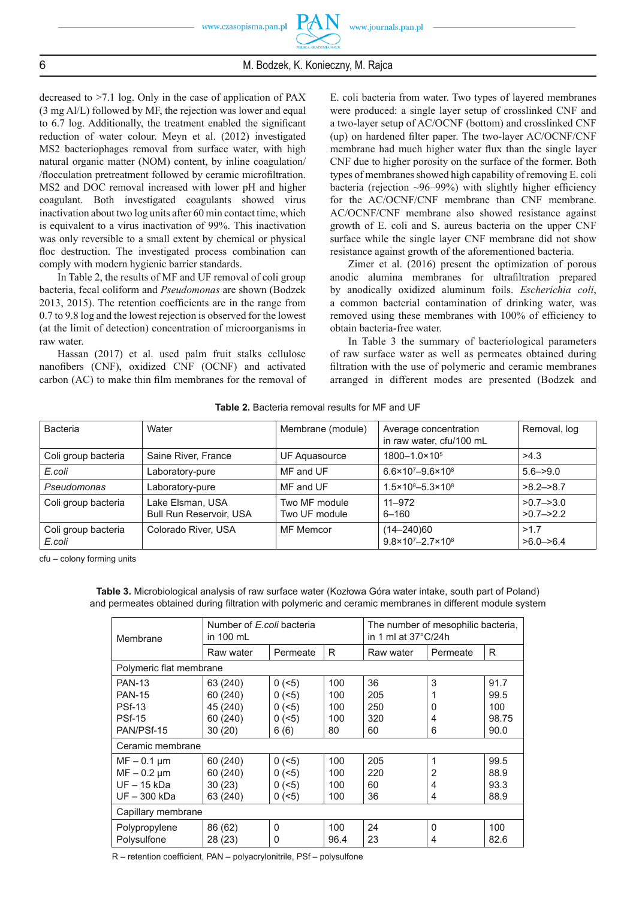decreased to >7.1 log. Only in the case of application of PAX (3 mg Al/L) followed by MF, the rejection was lower and equal to 6.7 log. Additionally, the treatment enabled the significant reduction of water colour. Meyn et al. (2012) investigated MS2 bacteriophages removal from surface water, with high natural organic matter (NOM) content, by inline coagulation/ /flocculation pretreatment followed by ceramic microfiltration. MS2 and DOC removal increased with lower pH and higher coagulant. Both investigated coagulants showed virus inactivation about two log units after 60 min contact time, which is equivalent to a virus inactivation of 99%. This inactivation was only reversible to a small extent by chemical or physical floc destruction. The investigated process combination can comply with modern hygienic barrier standards.

In Table 2, the results of MF and UF removal of coli group bacteria, fecal coliform and *Pseudomonas* are shown (Bodzek 2013, 2015). The retention coefficients are in the range from 0.7 to 9.8 log and the lowest rejection is observed for the lowest (at the limit of detection) concentration of microorganisms in raw water.

Hassan (2017) et al. used palm fruit stalks cellulose nanofibers (CNF), oxidized CNF (OCNF) and activated carbon (AC) to make thin film membranes for the removal of E. coli bacteria from water. Two types of layered membranes were produced: a single layer setup of crosslinked CNF and a two-layer setup of AC/OCNF (bottom) and crosslinked CNF (up) on hardened filter paper. The two-layer AC/OCNF/CNF membrane had much higher water flux than the single layer CNF due to higher porosity on the surface of the former. Both types of membranes showed high capability of removing E. coli bacteria (rejection ~96–99%) with slightly higher efficiency for the AC/OCNF/CNF membrane than CNF membrane. AC/OCNF/CNF membrane also showed resistance against growth of E. coli and S. aureus bacteria on the upper CNF surface while the single layer CNF membrane did not show resistance against growth of the aforementioned bacteria.

Zimer et al. (2016) present the optimization of porous anodic alumina membranes for ultrafiltration prepared by anodically oxidized aluminum foils. *Escherichia coli*, a common bacterial contamination of drinking water, was removed using these membranes with 100% of efficiency to obtain bacteria-free water.

In Table 3 the summary of bacteriological parameters of raw surface water as well as permeates obtained during filtration with the use of polymeric and ceramic membranes arranged in different modes are presented (Bodzek and

**Table 2.** Bacteria removal results for MF and UF

| Bacteria | Water | Membrane (module) | Average concentration in raw water, cfu/100 mL | Removal, log |
|---|---|---|---|---|
| Coli group bacteria | Saine River, France | UF Aquasource | 1800–1.0×10$^5$ | >4.3 |
| *E.coli* | Laboratory-pure | MF and UF | 6.6×10$^7$–9.6×10$^8$ | 5.6–>9.0 |
| *Pseudomonas* | Laboratory-pure | MF and UF | 1.5×10$^8$–5.3×10$^8$ | >8.2–>8.7 |
| Coli group bacteria | Lake Elsman, USA<br>Bull Run Reservoir, USA | Two MF module<br>Two UF module | 11–972<br>6–160 | >0.7–>3.0<br>>0.7–>2.2 |
| Coli group bacteria<br>*E.coli* | Colorado River, USA | MF Memcor | (14–240)60<br>9.8×10$^7$–2.7×10$^8$ | >1.7<br>>6.0–>6.4 |

cfu – colony forming units

**Table 3.** Microbiological analysis of raw surface water (Kozłowa Góra water intake, south part of Poland) and permeates obtained during filtration with polymeric and ceramic membranes in different module system

| Membrane | Number of *E.coli* bacteria in 100 mL | | | The number of mesophilic bacteria, in 1 ml at 37°C/24h | | |
|---|---|---|---|---|---|---|
| | Raw water | Permeate | R | Raw water | Permeate | R |
| Polymeric flat membrane | | | | | | |
| PAN-13 | 63 (240) | 0 (<5) | 100 | 36 | 3 | 91.7 |
| PAN-15 | 60 (240) | 0 (<5) | 100 | 205 | 1 | 99.5 |
| PSf-13 | 45 (240) | 0 (<5) | 100 | 250 | 0 | 100 |
| PSf-15 | 60 (240) | 0 (<5) | 100 | 320 | 4 | 98.75 |
| PAN/PSf-15 | 30 (20) | 6 (6) | 80 | 60 | 6 | 90.0 |
| Ceramic membrane | | | | | | |
| MF – 0.1 µm | 60 (240) | 0 (<5) | 100 | 205 | 1 | 99.5 |
| MF – 0.2 µm | 60 (240) | 0 (<5) | 100 | 220 | 2 | 88.9 |
| UF – 15 kDa | 30 (23) | 0 (<5) | 100 | 60 | 4 | 93.3 |
| UF – 300 kDa | 63 (240) | 0 (<5) | 100 | 36 | 4 | 88.9 |
| Capillary membrane | | | | | | |
| Polypropylene | 86 (62) | 0 | 100 | 24 | 0 | 100 |
| Polysulfone | 28 (23) | 0 | 96.4 | 23 | 4 | 82.6 |

R – retention coefficient, PAN – polyacrylonitrile, PSf – polysulfone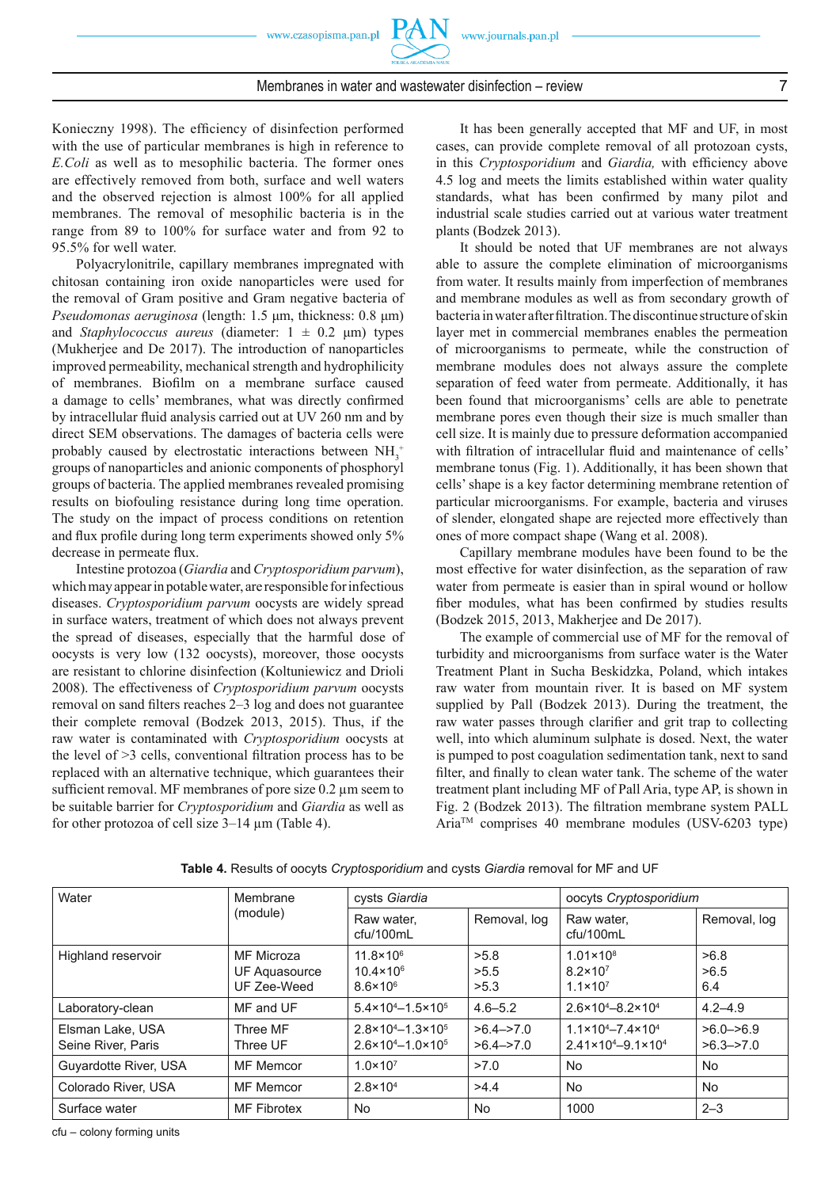Konieczny 1998). The efficiency of disinfection performed with the use of particular membranes is high in reference to *E.Coli* as well as to mesophilic bacteria. The former ones are effectively removed from both, surface and well waters and the observed rejection is almost 100% for all applied membranes. The removal of mesophilic bacteria is in the range from 89 to 100% for surface water and from 92 to 95.5% for well water.

Polyacrylonitrile, capillary membranes impregnated with chitosan containing iron oxide nanoparticles were used for the removal of Gram positive and Gram negative bacteria of *Pseudomonas aeruginosa* (length: 1.5 µm, thickness: 0.8 µm) and *Staphylococcus aureus* (diameter: 1 ± 0.2 µm) types (Mukherjee and De 2017). The introduction of nanoparticles improved permeability, mechanical strength and hydrophilicity of membranes. Biofilm on a membrane surface caused a damage to cells' membranes, what was directly confirmed by intracellular fluid analysis carried out at UV 260 nm and by direct SEM observations. The damages of bacteria cells were probably caused by electrostatic interactions between $NH_3^+$ groups of nanoparticles and anionic components of phosphoryl groups of bacteria. The applied membranes revealed promising results on biofouling resistance during long time operation. The study on the impact of process conditions on retention and flux profile during long term experiments showed only 5% decrease in permeate flux.

Intestine protozoa (*Giardia* and *Cryptosporidium parvum*), which may appear in potable water, are responsible for infectious diseases. *Cryptosporidium parvum* oocysts are widely spread in surface waters, treatment of which does not always prevent the spread of diseases, especially that the harmful dose of oocysts is very low (132 oocysts), moreover, those oocysts are resistant to chlorine disinfection (Koltuniewicz and Drioli 2008). The effectiveness of *Cryptosporidium parvum* oocysts removal on sand filters reaches 2–3 log and does not guarantee their complete removal (Bodzek 2013, 2015). Thus, if the raw water is contaminated with *Cryptosporidium* oocysts at the level of >3 cells, conventional filtration process has to be replaced with an alternative technique, which guarantees their sufficient removal. MF membranes of pore size 0.2 µm seem to be suitable barrier for *Cryptosporidium* and *Giardia* as well as for other protozoa of cell size 3–14 µm (Table 4).

It has been generally accepted that MF and UF, in most cases, can provide complete removal of all protozoan cysts, in this *Cryptosporidium* and *Giardia,* with efficiency above 4.5 log and meets the limits established within water quality standards, what has been confirmed by many pilot and industrial scale studies carried out at various water treatment plants (Bodzek 2013).

It should be noted that UF membranes are not always able to assure the complete elimination of microorganisms from water. It results mainly from imperfection of membranes and membrane modules as well as from secondary growth of bacteria in water after filtration. The discontinue structure of skin layer met in commercial membranes enables the permeation of microorganisms to permeate, while the construction of membrane modules does not always assure the complete separation of feed water from permeate. Additionally, it has been found that microorganisms' cells are able to penetrate membrane pores even though their size is much smaller than cell size. It is mainly due to pressure deformation accompanied with filtration of intracellular fluid and maintenance of cells' membrane tonus (Fig. 1). Additionally, it has been shown that cells' shape is a key factor determining membrane retention of particular microorganisms. For example, bacteria and viruses of slender, elongated shape are rejected more effectively than ones of more compact shape (Wang et al. 2008).

Capillary membrane modules have been found to be the most effective for water disinfection, as the separation of raw water from permeate is easier than in spiral wound or hollow fiber modules, what has been confirmed by studies results (Bodzek 2015, 2013, Makherjee and De 2017).

The example of commercial use of MF for the removal of turbidity and microorganisms from surface water is the Water Treatment Plant in Sucha Beskidzka, Poland, which intakes raw water from mountain river. It is based on MF system supplied by Pall (Bodzek 2013). During the treatment, the raw water passes through clarifier and grit trap to collecting well, into which aluminum sulphate is dosed. Next, the water is pumped to post coagulation sedimentation tank, next to sand filter, and finally to clean water tank. The scheme of the water treatment plant including MF of Pall Aria, type AP, is shown in Fig. 2 (Bodzek 2013). The filtration membrane system PALL Aria™ comprises 40 membrane modules (USV-6203 type)

**Table 4.** Results of oocyts *Cryptosporidium* and cysts *Giardia* removal for MF and UF

| Water | Membrane (module) | cysts *Giardia* | | oocyts *Cryptosporidium* | |
|---|---|---|---|---|---|
| | | Raw water, cfu/100mL | Removal, log | Raw water, cfu/100mL | Removal, log |
| Highland reservoir | MF Microza<br>UF Aquasource<br>UF Zee-Weed | $11.8\times10^6$<br>$10.4\times10^6$<br>$8.6\times10^6$ | >5.8<br>>5.5<br>>5.3 | $1.01\times10^8$<br>$8.2\times10^7$<br>$1.1\times10^7$ | >6.8<br>>6.5<br>6.4 |
| Laboratory-clean | MF and UF | $5.4\times10^4$–$1.5\times10^5$ | 4.6–5.2 | $2.6\times10^4$–$8.2\times10^4$ | 4.2–4.9 |
| Elsman Lake, USA<br>Seine River, Paris | Three MF<br>Three UF | $2.8\times10^4$–$1.3\times10^5$<br>$2.6\times10^4$–$1.0\times10^5$ | >6.4–>7.0<br>>6.4–>7.0 | $1.1\times10^4$–$7.4\times10^4$<br>$2.41\times10^4$–$9.1\times10^4$ | >6.0–>6.9<br>>6.3–>7.0 |
| Guyardotte River, USA | MF Memcor | $1.0\times10^7$ | >7.0 | No | No |
| Colorado River, USA | MF Memcor | $2.8\times10^4$ | >4.4 | No | No |
| Surface water | MF Fibrotex | No | No | 1000 | 2–3 |

cfu – colony forming units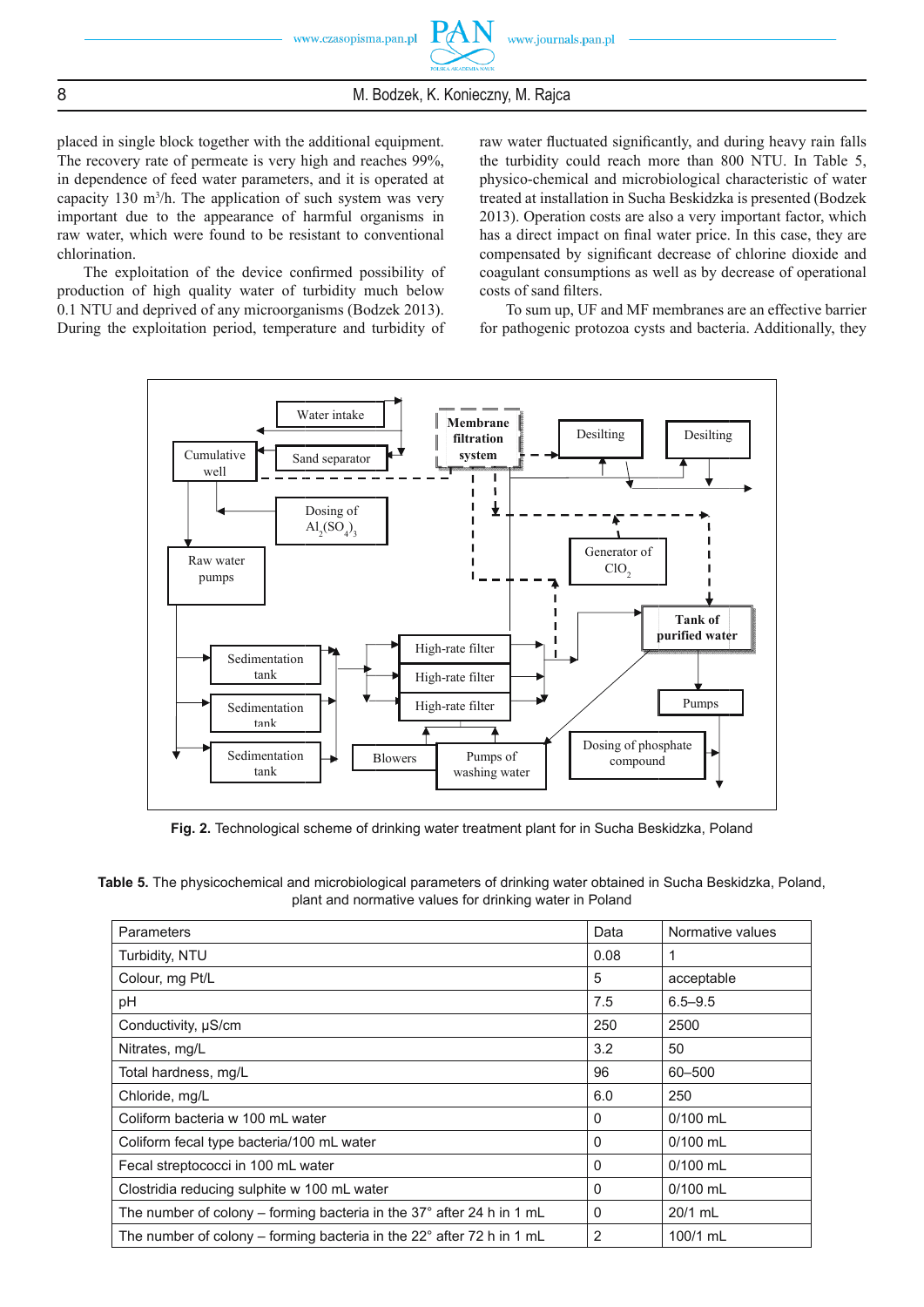placed in single block together with the additional equipment. The recovery rate of permeate is very high and reaches 99%, in dependence of feed water parameters, and it is operated at capacity 130 $m^3$/h. The application of such system was very important due to the appearance of harmful organisms in raw water, which were found to be resistant to conventional chlorination.

The exploitation of the device confirmed possibility of production of high quality water of turbidity much below 0.1 NTU and deprived of any microorganisms (Bodzek 2013). During the exploitation period, temperature and turbidity of raw water fluctuated significantly, and during heavy rain falls the turbidity could reach more than 800 NTU. In Table 5, physico-chemical and microbiological characteristic of water treated at installation in Sucha Beskidzka is presented (Bodzek 2013). Operation costs are also a very important factor, which has a direct impact on final water price. In this case, they are compensated by significant decrease of chlorine dioxide and coagulant consumptions as well as by decrease of operational costs of sand filters.

To sum up, UF and MF membranes are an effective barrier for pathogenic protozoa cysts and bacteria. Additionally, they

**Fig. 2.** Technological scheme of drinking water treatment plant for in Sucha Beskidzka, Poland

**Table 5.** The physicochemical and microbiological parameters of drinking water obtained in Sucha Beskidzka, Poland, plant and normative values for drinking water in Poland

| Parameters | Data | Normative values |
|---|---|---|
| Turbidity, NTU | 0.08 | 1 |
| Colour, mg Pt/L | 5 | acceptable |
| pH | 7.5 | 6.5–9.5 |
| Conductivity, μS/cm | 250 | 2500 |
| Nitrates, mg/L | 3.2 | 50 |
| Total hardness, mg/L | 96 | 60–500 |
| Chloride, mg/L | 6.0 | 250 |
| Coliform bacteria w 100 mL water | 0 | 0/100 mL |
| Coliform fecal type bacteria/100 mL water | 0 | 0/100 mL |
| Fecal streptococci in 100 mL water | 0 | 0/100 mL |
| Clostridia reducing sulphite w 100 mL water | 0 | 0/100 mL |
| The number of colony – forming bacteria in the 37° after 24 h in 1 mL | 0 | 20/1 mL |
| The number of colony – forming bacteria in the 22° after 72 h in 1 mL | 2 | 100/1 mL |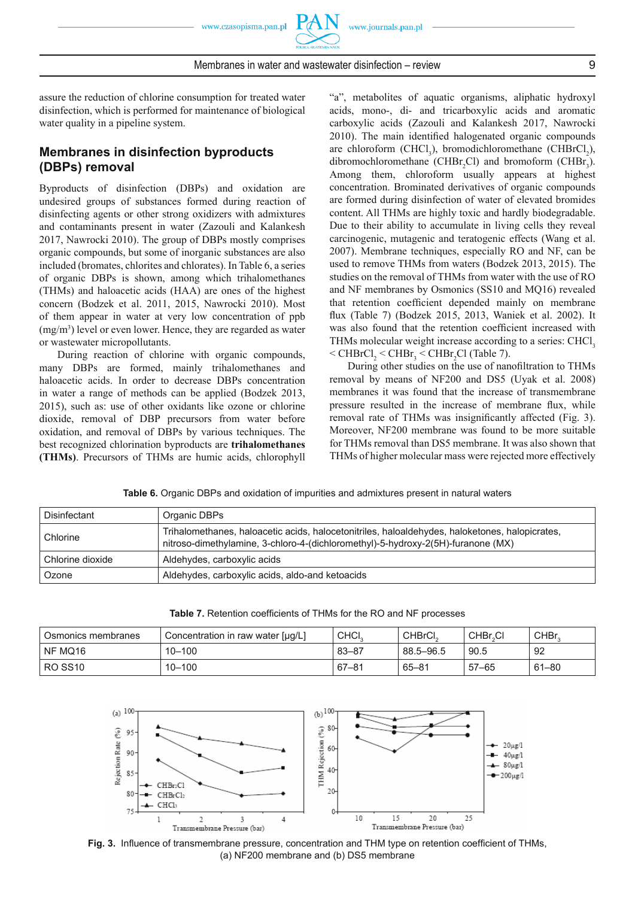assure the reduction of chlorine consumption for treated water disinfection, which is performed for maintenance of biological water quality in a pipeline system.

## Membranes in disinfection byproducts (DBPs) removal

Byproducts of disinfection (DBPs) and oxidation are undesired groups of substances formed during reaction of disinfecting agents or other strong oxidizers with admixtures and contaminants present in water (Zazouli and Kalankesh 2017, Nawrocki 2010). The group of DBPs mostly comprises organic compounds, but some of inorganic substances are also included (bromates, chlorites and chlorates). In Table 6, a series of organic DBPs is shown, among which trihalomethanes (THMs) and haloacetic acids (HAA) are ones of the highest concern (Bodzek et al. 2011, 2015, Nawrocki 2010). Most of them appear in water at very low concentration of ppb ($mg/m^3$) level or even lower. Hence, they are regarded as water or wastewater micropollutants.

During reaction of chlorine with organic compounds, many DBPs are formed, mainly trihalomethanes and haloacetic acids. In order to decrease DBPs concentration in water a range of methods can be applied (Bodzek 2013, 2015), such as: use of other oxidants like ozone or chlorine dioxide, removal of DBP precursors from water before oxidation, and removal of DBPs by various techniques. The best recognized chlorination byproducts are **trihalomethanes (THMs)**. Precursors of THMs are humic acids, chlorophyll "a", metabolites of aquatic organisms, aliphatic hydroxyl acids, mono-, di- and tricarboxylic acids and aromatic carboxylic acids (Zazouli and Kalankesh 2017, Nawrocki 2010). The main identified halogenated organic compounds are chloroform ($CHCl_3$), bromodichloromethane ($CHBrCl_2$), dibromochloromethane ($CHBr_2Cl$) and bromoform ($CHBr_3$). Among them, chloroform usually appears at highest concentration. Brominated derivatives of organic compounds are formed during disinfection of water of elevated bromides content. All THMs are highly toxic and hardly biodegradable. Due to their ability to accumulate in living cells they reveal carcinogenic, mutagenic and teratogenic effects (Wang et al. 2007). Membrane techniques, especially RO and NF, can be used to remove THMs from waters (Bodzek 2013, 2015). The studies on the removal of THMs from water with the use of RO and NF membranes by Osmonics (SS10 and MQ16) revealed that retention coefficient depended mainly on membrane flux (Table 7) (Bodzek 2015, 2013, Waniek et al. 2002). It was also found that the retention coefficient increased with THMs molecular weight increase according to a series: $CHCl_3$ < $CHBrCl_2$ < $CHBr_3$ < $CHBr_2Cl$ (Table 7).

During other studies on the use of nanofiltration to THMs removal by means of NF200 and DS5 (Uyak et al. 2008) membranes it was found that the increase of transmembrane pressure resulted in the increase of membrane flux, while removal rate of THMs was insignificantly affected (Fig. 3). Moreover, NF200 membrane was found to be more suitable for THMs removal than DS5 membrane. It was also shown that THMs of higher molecular mass were rejected more effectively

**Table 6.** Organic DBPs and oxidation of impurities and admixtures present in natural waters

| Disinfectant | Organic DBPs |
|---|---|
| Chlorine | Trihalomethanes, haloacetic acids, halocetonitriles, haloaldehydes, haloketones, halopicrates, nitroso-dimethylamine, 3-chloro-4-(dichloromethyl)-5-hydroxy-2(5H)-furanone (MX) |
| Chlorine dioxide | Aldehydes, carboxylic acids |
| Ozone | Aldehydes, carboxylic acids, aldo-and ketoacids |

**Table 7.** Retention coefficients of THMs for the RO and NF processes

| Osmonics membranes | Concentration in raw water [μg/L] | $CHCl_3$ | $CHBrCl_2$ | $CHBr_2Cl$ | $CHBr_3$ |
|---|---|---|---|---|---|
| NF MQ16 | 10–100 | 83–87 | 88.5–96.5 | 90.5 | 92 |
| RO SS10 | 10–100 | 67–81 | 65–81 | 57–65 | 61–80 |

**Fig. 3.** Influence of transmembrane pressure, concentration and THM type on retention coefficient of THMs, (a) NF200 membrane and (b) DS5 membrane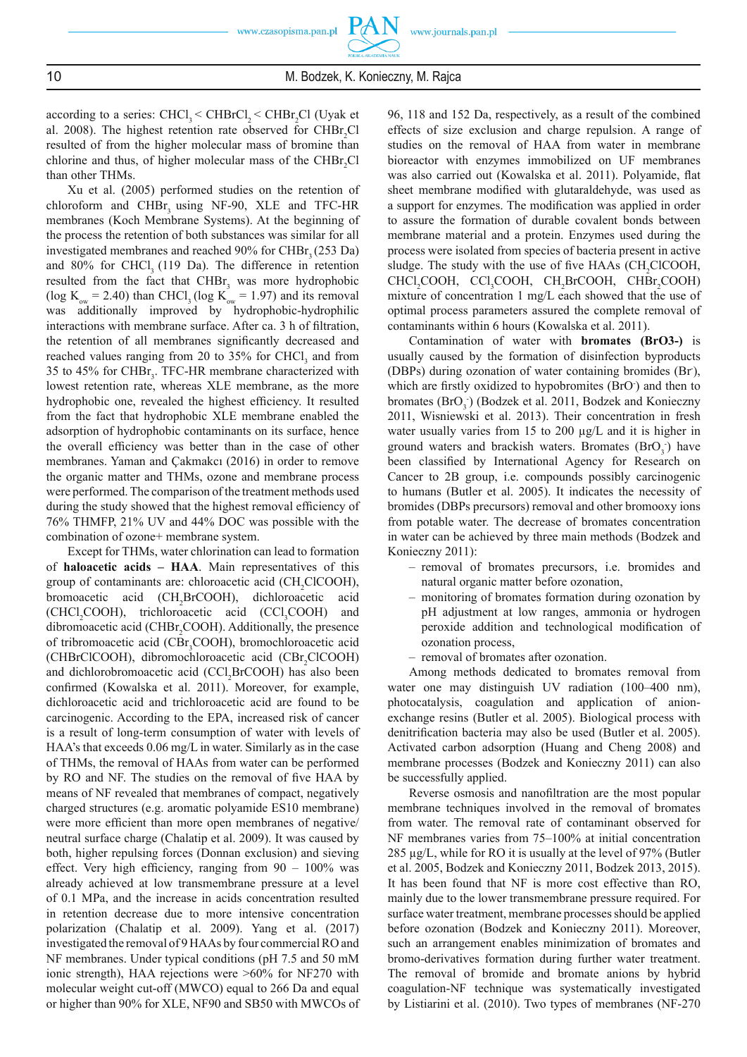according to a series: $CHCl_3$ < $CHBrCl_2$ < $CHBr_2Cl$ (Uyak et al. 2008). The highest retention rate observed for $CHBr_2Cl$ resulted of from the higher molecular mass of bromine than chlorine and thus, of higher molecular mass of the $CHBr_2Cl$ than other THMs.

Xu et al. (2005) performed studies on the retention of chloroform and $CHBr_3$ using NF-90, XLE and TFC-HR membranes (Koch Membrane Systems). At the beginning of the process the retention of both substances was similar for all investigated membranes and reached 90% for $CHBr_3$ (253 Da) and 80% for $CHCl_3$ (119 Da). The difference in retention resulted from the fact that $CHBr_3$ was more hydrophobic ($\log K_{ow} = 2.40$) than $CHCl_3$ ($\log K_{ow} = 1.97$) and its removal was additionally improved by hydrophobic-hydrophilic interactions with membrane surface. After ca. 3 h of filtration, the retention of all membranes significantly decreased and reached values ranging from 20 to 35% for $CHCl_3$ and from 35 to 45% for $CHBr_3$. TFC-HR membrane characterized with lowest retention rate, whereas XLE membrane, as the more hydrophobic one, revealed the highest efficiency. It resulted from the fact that hydrophobic XLE membrane enabled the adsorption of hydrophobic contaminants on its surface, hence the overall efficiency was better than in the case of other membranes. Yaman and Çakmakcı (2016) in order to remove the organic matter and THMs, ozone and membrane process were performed. The comparison of the treatment methods used during the study showed that the highest removal efficiency of 76% THMFP, 21% UV and 44% DOC was possible with the combination of ozone+ membrane system.

Except for THMs, water chlorination can lead to formation of **haloacetic acids – HAA**. Main representatives of this group of contaminants are: chloroacetic acid ($CH_2ClCOOH$), bromoacetic acid ($CH_2BrCOOH$), dichloroacetic acid ($CHCl_2COOH$), trichloroacetic acid ($CCl_3COOH$) and dibromoacetic acid ($CHBr_2COOH$). Additionally, the presence of tribromoacetic acid ($CBr_3COOH$), bromochloroacetic acid ($CHBrClCOOH$), dibromochloroacetic acid ($CBr_2ClCOOH$) and dichlorobromoacetic acid ($CCl_2BrCOOH$) has also been confirmed (Kowalska et al. 2011). Moreover, for example, dichloroacetic acid and trichloroacetic acid are found to be carcinogenic. According to the EPA, increased risk of cancer is a result of long-term consumption of water with levels of HAA's that exceeds 0.06 mg/L in water. Similarly as in the case of THMs, the removal of HAAs from water can be performed by RO and NF. The studies on the removal of five HAA by means of NF revealed that membranes of compact, negatively charged structures (e.g. aromatic polyamide ES10 membrane) were more efficient than more open membranes of negative/neutral surface charge (Chalatip et al. 2009). It was caused by both, higher repulsing forces (Donnan exclusion) and sieving effect. Very high efficiency, ranging from 90 – 100% was already achieved at low transmembrane pressure at a level of 0.1 MPa, and the increase in acids concentration resulted in retention decrease due to more intensive concentration polarization (Chalatip et al. 2009). Yang et al. (2017) investigated the removal of 9 HAAs by four commercial RO and NF membranes. Under typical conditions (pH 7.5 and 50 mM ionic strength), HAA rejections were >60% for NF270 with molecular weight cut-off (MWCO) equal to 266 Da and equal or higher than 90% for XLE, NF90 and SB50 with MWCOs of 96, 118 and 152 Da, respectively, as a result of the combined effects of size exclusion and charge repulsion. A range of studies on the removal of HAA from water in membrane bioreactor with enzymes immobilized on UF membranes was also carried out (Kowalska et al. 2011). Polyamide, flat sheet membrane modified with glutaraldehyde, was used as a support for enzymes. The modification was applied in order to assure the formation of durable covalent bonds between membrane material and a protein. Enzymes used during the process were isolated from species of bacteria present in active sludge. The study with the use of five HAAs ($CH_2ClCOOH$, $CHCl_2COOH$, $CCl_3COOH$, $CH_2BrCOOH$, $CHBr_2COOH$) mixture of concentration 1 mg/L each showed that the use of optimal process parameters assured the complete removal of contaminants within 6 hours (Kowalska et al. 2011).

Contamination of water with **bromates (BrO3-)** is usually caused by the formation of disinfection byproducts (DBPs) during ozonation of water containing bromides ($Br^-$), which are firstly oxidized to hypobromites ($BrO^-$) and then to bromates ($BrO_3^-$) (Bodzek et al. 2011, Bodzek and Konieczny 2011, Wisniewski et al. 2013). Their concentration in fresh water usually varies from 15 to 200 μg/L and it is higher in ground waters and brackish waters. Bromates ($BrO_3^-$) have been classified by International Agency for Research on Cancer to 2B group, i.e. compounds possibly carcinogenic to humans (Butler et al. 2005). It indicates the necessity of bromides (DBPs precursors) removal and other bromooxy ions from potable water. The decrease of bromates concentration in water can be achieved by three main methods (Bodzek and Konieczny 2011):

- removal of bromates precursors, i.e. bromides and natural organic matter before ozonation,
- monitoring of bromates formation during ozonation by pH adjustment at low ranges, ammonia or hydrogen peroxide addition and technological modification of ozonation process,
- removal of bromates after ozonation.

Among methods dedicated to bromates removal from water one may distinguish UV radiation (100–400 nm), photocatalysis, coagulation and application of anion-exchange resins (Butler et al. 2005). Biological process with denitrification bacteria may also be used (Butler et al. 2005). Activated carbon adsorption (Huang and Cheng 2008) and membrane processes (Bodzek and Konieczny 2011) can also be successfully applied.

Reverse osmosis and nanofiltration are the most popular membrane techniques involved in the removal of bromates from water. The removal rate of contaminant observed for NF membranes varies from 75–100% at initial concentration 285 μg/L, while for RO it is usually at the level of 97% (Butler et al. 2005, Bodzek and Konieczny 2011, Bodzek 2013, 2015). It has been found that NF is more cost effective than RO, mainly due to the lower transmembrane pressure required. For surface water treatment, membrane processes should be applied before ozonation (Bodzek and Konieczny 2011). Moreover, such an arrangement enables minimization of bromates and bromo-derivatives formation during further water treatment. The removal of bromide and bromate anions by hybrid coagulation-NF technique was systematically investigated by Listiarini et al. (2010). Two types of membranes (NF-270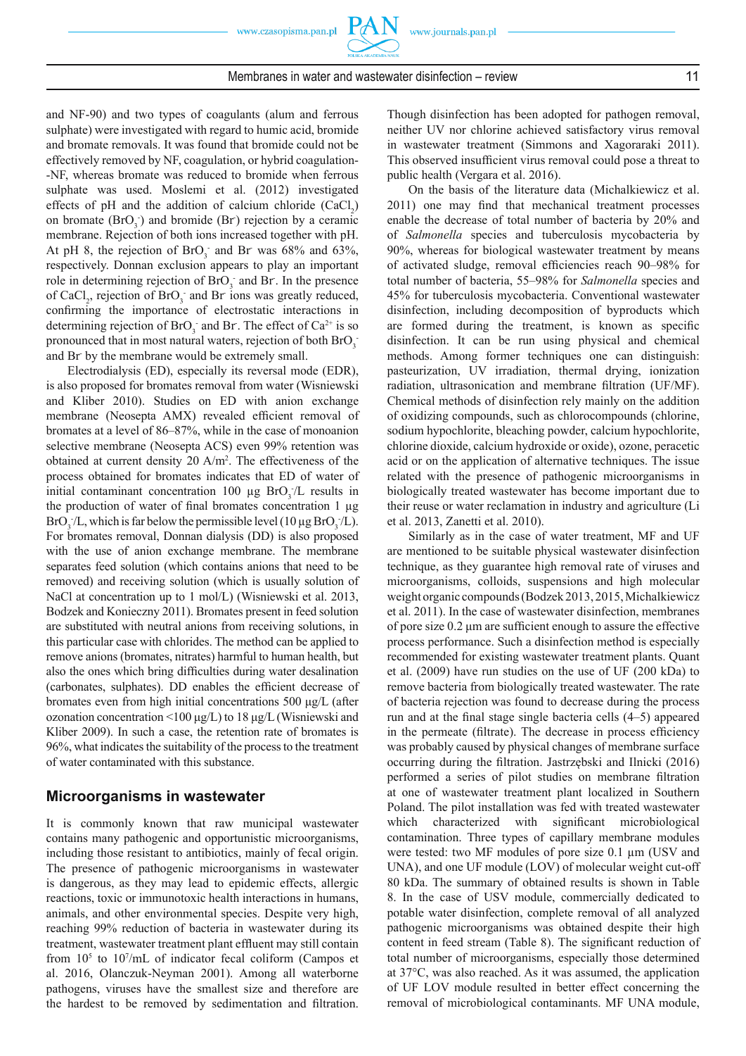and NF-90) and two types of coagulants (alum and ferrous sulphate) were investigated with regard to humic acid, bromide and bromate removals. It was found that bromide could not be effectively removed by NF, coagulation, or hybrid coagulation-NF, whereas bromate was reduced to bromide when ferrous sulphate was used. Moslemi et al. (2012) investigated effects of pH and the addition of calcium chloride ($CaCl_2$) on bromate ($BrO_3^-$) and bromide ($Br^-$) rejection by a ceramic membrane. Rejection of both ions increased together with pH. At pH 8, the rejection of $BrO_3^-$ and $Br^-$ was 68% and 63%, respectively. Donnan exclusion appears to play an important role in determining rejection of $BrO_3^-$ and $Br^-$. In the presence of $CaCl_2$, rejection of $BrO_3^-$ and $Br^-$ ions was greatly reduced, confirming the importance of electrostatic interactions in determining rejection of $BrO_3^-$ and $Br^-$. The effect of $Ca^{2+}$ is so pronounced that in most natural waters, rejection of both $BrO_3^-$ and $Br^-$ by the membrane would be extremely small.

Electrodialysis (ED), especially its reversal mode (EDR), is also proposed for bromates removal from water (Wisniewski and Kliber 2010). Studies on ED with anion exchange membrane (Neosepta AMX) revealed efficient removal of bromates at a level of 86–87%, while in the case of monoanion selective membrane (Neosepta ACS) even 99% retention was obtained at current density 20 A/m$^2$. The effectiveness of the process obtained for bromates indicates that ED of water of initial contaminant concentration 100 µg $BrO_3^-$/L results in the production of water of final bromates concentration 1 µg $BrO_3^-$/L, which is far below the permissible level (10 µg $BrO_3^-$/L). For bromates removal, Donnan dialysis (DD) is also proposed with the use of anion exchange membrane. The membrane separates feed solution (which contains anions that need to be removed) and receiving solution (which is usually solution of NaCl at concentration up to 1 mol/L) (Wisniewski et al. 2013, Bodzek and Konieczny 2011). Bromates present in feed solution are substituted with neutral anions from receiving solutions, in this particular case with chlorides. The method can be applied to remove anions (bromates, nitrates) harmful to human health, but also the ones which bring difficulties during water desalination (carbonates, sulphates). DD enables the efficient decrease of bromates even from high initial concentrations 500 µg/L (after ozonation concentration <100 µg/L) to 18 µg/L (Wisniewski and Kliber 2009). In such a case, the retention rate of bromates is 96%, what indicates the suitability of the process to the treatment of water contaminated with this substance.

## Microorganisms in wastewater

It is commonly known that raw municipal wastewater contains many pathogenic and opportunistic microorganisms, including those resistant to antibiotics, mainly of fecal origin. The presence of pathogenic microorganisms in wastewater is dangerous, as they may lead to epidemic effects, allergic reactions, toxic or immunotoxic health interactions in humans, animals, and other environmental species. Despite very high, reaching 99% reduction of bacteria in wastewater during its treatment, wastewater treatment plant effluent may still contain from $10^5$ to $10^7$/mL of indicator fecal coliform (Campos et al. 2016, Olanczuk-Neyman 2001). Among all waterborne pathogens, viruses have the smallest size and therefore are the hardest to be removed by sedimentation and filtration. Though disinfection has been adopted for pathogen removal, neither UV nor chlorine achieved satisfactory virus removal in wastewater treatment (Simmons and Xagoraraki 2011). This observed insufficient virus removal could pose a threat to public health (Vergara et al. 2016).

On the basis of the literature data (Michalkiewicz et al. 2011) one may find that mechanical treatment processes enable the decrease of total number of bacteria by 20% and of *Salmonella* species and tuberculosis mycobacteria by 90%, whereas for biological wastewater treatment by means of activated sludge, removal efficiencies reach 90–98% for total number of bacteria, 55–98% for *Salmonella* species and 45% for tuberculosis mycobacteria. Conventional wastewater disinfection, including decomposition of byproducts which are formed during the treatment, is known as specific disinfection. It can be run using physical and chemical methods. Among former techniques one can distinguish: pasteurization, UV irradiation, thermal drying, ionization radiation, ultrasonication and membrane filtration (UF/MF). Chemical methods of disinfection rely mainly on the addition of oxidizing compounds, such as chlorocompounds (chlorine, sodium hypochlorite, bleaching powder, calcium hypochlorite, chlorine dioxide, calcium hydroxide or oxide), ozone, peracetic acid or on the application of alternative techniques. The issue related with the presence of pathogenic microorganisms in biologically treated wastewater has become important due to their reuse or water reclamation in industry and agriculture (Li et al. 2013, Zanetti et al. 2010).

Similarly as in the case of water treatment, MF and UF are mentioned to be suitable physical wastewater disinfection technique, as they guarantee high removal rate of viruses and microorganisms, colloids, suspensions and high molecular weight organic compounds (Bodzek 2013, 2015, Michalkiewicz et al. 2011). In the case of wastewater disinfection, membranes of pore size 0.2 µm are sufficient enough to assure the effective process performance. Such a disinfection method is especially recommended for existing wastewater treatment plants. Quant et al. (2009) have run studies on the use of UF (200 kDa) to remove bacteria from biologically treated wastewater. The rate of bacteria rejection was found to decrease during the process run and at the final stage single bacteria cells (4–5) appeared in the permeate (filtrate). The decrease in process efficiency was probably caused by physical changes of membrane surface occurring during the filtration. Jastrzębski and Ilnicki (2016) performed a series of pilot studies on membrane filtration at one of wastewater treatment plant localized in Southern Poland. The pilot installation was fed with treated wastewater which characterized with significant microbiological contamination. Three types of capillary membrane modules were tested: two MF modules of pore size 0.1 µm (USV and UNA), and one UF module (LOV) of molecular weight cut-off 80 kDa. The summary of obtained results is shown in Table 8. In the case of USV module, commercially dedicated to potable water disinfection, complete removal of all analyzed pathogenic microorganisms was obtained despite their high content in feed stream (Table 8). The significant reduction of total number of microorganisms, especially those determined at 37°C, was also reached. As it was assumed, the application of UF LOV module resulted in better effect concerning the removal of microbiological contaminants. MF UNA module,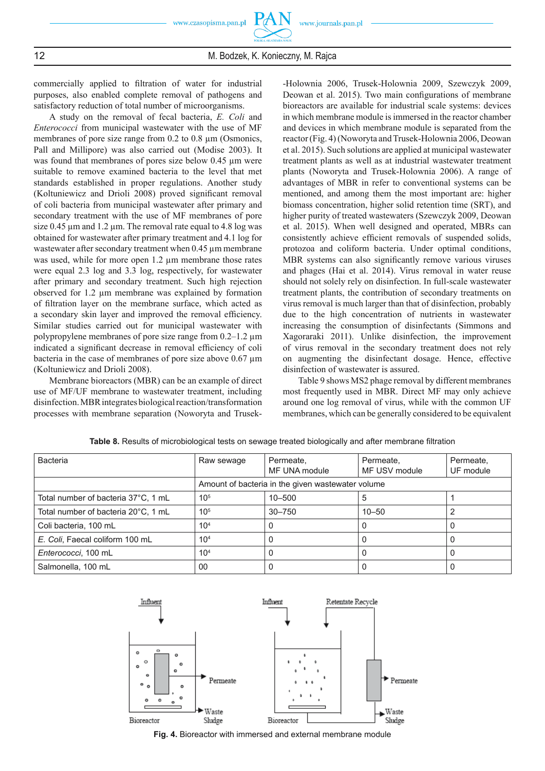commercially applied to filtration of water for industrial purposes, also enabled complete removal of pathogens and satisfactory reduction of total number of microorganisms.

A study on the removal of fecal bacteria, *E. Coli* and *Enterococci* from municipal wastewater with the use of MF membranes of pore size range from 0.2 to 0.8 µm (Osmonics, Pall and Millipore) was also carried out (Modise 2003). It was found that membranes of pores size below 0.45 µm were suitable to remove examined bacteria to the level that met standards established in proper regulations. Another study (Koltuniewicz and Drioli 2008) proved significant removal of coli bacteria from municipal wastewater after primary and secondary treatment with the use of MF membranes of pore size 0.45 µm and 1.2 µm. The removal rate equal to 4.8 log was obtained for wastewater after primary treatment and 4.1 log for wastewater after secondary treatment when 0.45 µm membrane was used, while for more open 1.2 µm membrane those rates were equal 2.3 log and 3.3 log, respectively, for wastewater after primary and secondary treatment. Such high rejection observed for 1.2 µm membrane was explained by formation of filtration layer on the membrane surface, which acted as a secondary skin layer and improved the removal efficiency. Similar studies carried out for municipal wastewater with polypropylene membranes of pore size range from 0.2–1.2 µm indicated a significant decrease in removal efficiency of coli bacteria in the case of membranes of pore size above 0.67 µm (Koltuniewicz and Drioli 2008).

Membrane bioreactors (MBR) can be an example of direct use of MF/UF membrane to wastewater treatment, including disinfection. MBR integrates biological reaction/transformation processes with membrane separation (Noworyta and Trusek-Holownia 2006, Trusek-Holownia 2009, Szewczyk 2009, Deowan et al. 2015). Two main configurations of membrane bioreactors are available for industrial scale systems: devices in which membrane module is immersed in the reactor chamber and devices in which membrane module is separated from the reactor (Fig. 4) (Noworyta and Trusek-Holownia 2006, Deowan et al. 2015). Such solutions are applied at municipal wastewater treatment plants as well as at industrial wastewater treatment plants (Noworyta and Trusek-Holownia 2006). A range of advantages of MBR in refer to conventional systems can be mentioned, and among them the most important are: higher biomass concentration, higher solid retention time (SRT), and higher purity of treated wastewaters (Szewczyk 2009, Deowan et al. 2015). When well designed and operated, MBRs can consistently achieve efficient removals of suspended solids, protozoa and coliform bacteria. Under optimal conditions, MBR systems can also significantly remove various viruses and phages (Hai et al. 2014). Virus removal in water reuse should not solely rely on disinfection. In full-scale wastewater treatment plants, the contribution of secondary treatments on virus removal is much larger than that of disinfection, probably due to the high concentration of nutrients in wastewater increasing the consumption of disinfectants (Simmons and Xagoraraki 2011). Unlike disinfection, the improvement of virus removal in the secondary treatment does not rely on augmenting the disinfectant dosage. Hence, effective disinfection of wastewater is assured.

Table 9 shows MS2 phage removal by different membranes most frequently used in MBR. Direct MF may only achieve around one log removal of virus, while with the common UF membranes, which can be generally considered to be equivalent

**Table 8.** Results of microbiological tests on sewage treated biologically and after membrane filtration

| Bacteria | Raw sewage | Permeate, MF UNA module | Permeate, MF USV module | Permeate, UF module |
|---|---|---|---|---|
| | Amount of bacteria in the given wastewater volume | | | |
| Total number of bacteria 37°C, 1 mL | $10^5$ | 10–500 | 5 | 1 |
| Total number of bacteria 20°C, 1 mL | $10^5$ | 30–750 | 10–50 | 2 |
| Coli bacteria, 100 mL | $10^4$ | 0 | 0 | 0 |
| *E. Coli*, Faecal coliform 100 mL | $10^4$ | 0 | 0 | 0 |
| *Enterococci*, 100 mL | $10^4$ | 0 | 0 | 0 |
| Salmonella, 100 mL | 00 | 0 | 0 | 0 |

**Fig. 4.** Bioreactor with immersed and external membrane module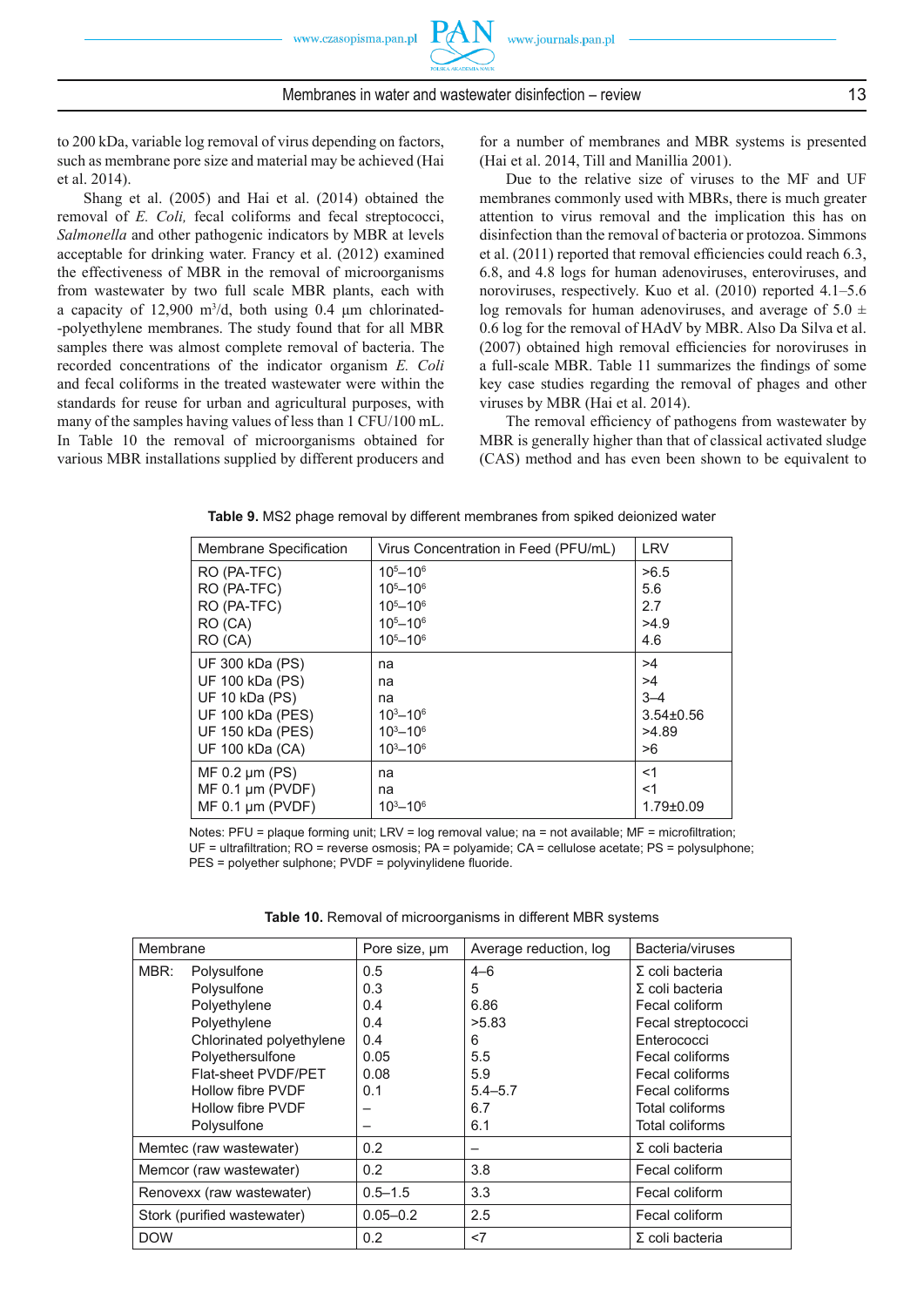to 200 kDa, variable log removal of virus depending on factors, such as membrane pore size and material may be achieved (Hai et al. 2014).

Shang et al. (2005) and Hai et al. (2014) obtained the removal of *E. Coli,* fecal coliforms and fecal streptococci, *Salmonella* and other pathogenic indicators by MBR at levels acceptable for drinking water. Francy et al. (2012) examined the effectiveness of MBR in the removal of microorganisms from wastewater by two full scale MBR plants, each with a capacity of 12,900 $m^3$/d, both using 0.4 µm chlorinated-polyethylene membranes. The study found that for all MBR samples there was almost complete removal of bacteria. The recorded concentrations of the indicator organism *E. Coli* and fecal coliforms in the treated wastewater were within the standards for reuse for urban and agricultural purposes, with many of the samples having values of less than 1 CFU/100 mL. In Table 10 the removal of microorganisms obtained for various MBR installations supplied by different producers and for a number of membranes and MBR systems is presented (Hai et al. 2014, Till and Manillia 2001).

Due to the relative size of viruses to the MF and UF membranes commonly used with MBRs, there is much greater attention to virus removal and the implication this has on disinfection than the removal of bacteria or protozoa. Simmons et al. (2011) reported that removal efficiencies could reach 6.3, 6.8, and 4.8 logs for human adenoviruses, enteroviruses, and noroviruses, respectively. Kuo et al. (2010) reported 4.1–5.6 log removals for human adenoviruses, and average of 5.0 ± 0.6 log for the removal of HAdV by MBR. Also Da Silva et al. (2007) obtained high removal efficiencies for noroviruses in a full-scale MBR. Table 11 summarizes the findings of some key case studies regarding the removal of phages and other viruses by MBR (Hai et al. 2014).

The removal efficiency of pathogens from wastewater by MBR is generally higher than that of classical activated sludge (CAS) method and has even been shown to be equivalent to

**Table 9.** MS2 phage removal by different membranes from spiked deionized water

| Membrane Specification | Virus Concentration in Feed (PFU/mL) | LRV |
|---|---|---|
| RO (PA-TFC) | $10^5$–$10^6$ | >6.5 |
| RO (PA-TFC) | $10^5$–$10^6$ | 5.6 |
| RO (PA-TFC) | $10^5$–$10^6$ | 2.7 |
| RO (CA) | $10^5$–$10^6$ | >4.9 |
| RO (CA) | $10^5$–$10^6$ | 4.6 |
| UF 300 kDa (PS) | na | >4 |
| UF 100 kDa (PS) | na | >4 |
| UF 10 kDa (PS) | na | 3–4 |
| UF 100 kDa (PES) | $10^3$–$10^6$ | 3.54±0.56 |
| UF 150 kDa (PES) | $10^3$–$10^6$ | >4.89 |
| UF 100 kDa (CA) | $10^3$–$10^6$ | >6 |
| MF 0.2 µm (PS) | na | <1 |
| MF 0.1 µm (PVDF) | na | <1 |
| MF 0.1 µm (PVDF) | $10^3$–$10^6$ | 1.79±0.09 |

Notes: PFU = plaque forming unit; LRV = log removal value; na = not available; MF = microfiltration; UF = ultrafiltration; RO = reverse osmosis; PA = polyamide; CA = cellulose acetate; PS = polysulphone; PES = polyether sulphone; PVDF = polyvinylidene fluoride.

**Table 10.** Removal of microorganisms in different MBR systems

| Membrane | Pore size, µm | Average reduction, log | Bacteria/viruses |
|---|---|---|---|
| MBR: Polysulfone | 0.5 | 4–6 | Σ coli bacteria |
| Polysulfone | 0.3 | 5 | Σ coli bacteria |
| Polyethylene | 0.4 | 6.86 | Fecal coliform |
| Polyethylene | 0.4 | >5.83 | Fecal streptococci |
| Chlorinated polyethylene | 0.4 | 6 | Enterococci |
| Polyethersulfone | 0.05 | 5.5 | Fecal coliforms |
| Flat-sheet PVDF/PET | 0.08 | 5.9 | Fecal coliforms |
| Hollow fibre PVDF | 0.1 | 5.4–5.7 | Fecal coliforms |
| Hollow fibre PVDF | – | 6.7 | Total coliforms |
| Polysulfone | – | 6.1 | Total coliforms |
| Memtec (raw wastewater) | 0.2 | – | Σ coli bacteria |
| Memcor (raw wastewater) | 0.2 | 3.8 | Fecal coliform |
| Renovexx (raw wastewater) | 0.5–1.5 | 3.3 | Fecal coliform |
| Stork (purified wastewater) | 0.05–0.2 | 2.5 | Fecal coliform |
| DOW | 0.2 | <7 | Σ coli bacteria |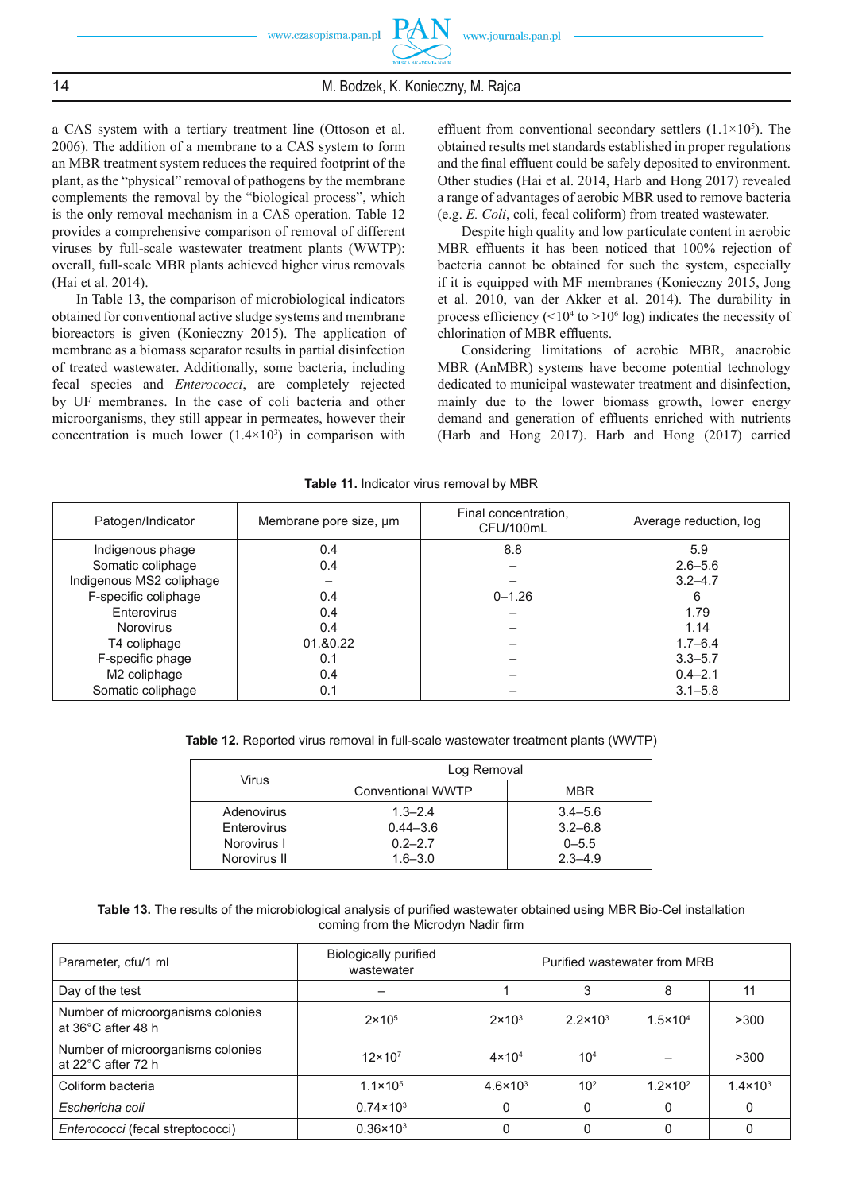a CAS system with a tertiary treatment line (Ottoson et al. 2006). The addition of a membrane to a CAS system to form an MBR treatment system reduces the required footprint of the plant, as the "physical" removal of pathogens by the membrane complements the removal by the "biological process", which is the only removal mechanism in a CAS operation. Table 12 provides a comprehensive comparison of removal of different viruses by full-scale wastewater treatment plants (WWTP): overall, full-scale MBR plants achieved higher virus removals (Hai et al. 2014).

In Table 13, the comparison of microbiological indicators obtained for conventional active sludge systems and membrane bioreactors is given (Konieczny 2015). The application of membrane as a biomass separator results in partial disinfection of treated wastewater. Additionally, some bacteria, including fecal species and *Enterococci*, are completely rejected by UF membranes. In the case of coli bacteria and other microorganisms, they still appear in permeates, however their concentration is much lower ($1.4\times10^3$) in comparison with effluent from conventional secondary settlers ($1.1\times10^5$). The obtained results met standards established in proper regulations and the final effluent could be safely deposited to environment. Other studies (Hai et al. 2014, Harb and Hong 2017) revealed a range of advantages of aerobic MBR used to remove bacteria (e.g. *E. Coli*, coli, fecal coliform) from treated wastewater.

Despite high quality and low particulate content in aerobic MBR effluents it has been noticed that 100% rejection of bacteria cannot be obtained for such the system, especially if it is equipped with MF membranes (Konieczny 2015, Jong et al. 2010, van der Akker et al. 2014). The durability in process efficiency ($<10^4$ to $>10^6$ log) indicates the necessity of chlorination of MBR effluents.

Considering limitations of aerobic MBR, anaerobic MBR (AnMBR) systems have become potential technology dedicated to wastewater treatment and disinfection, mainly due to the lower biomass growth, lower energy demand and generation of effluents enriched with nutrients (Harb and Hong 2017). Harb and Hong (2017) carried

**Table 11.** Indicator virus removal by MBR

| Patogen/Indicator | Membrane pore size, µm | Final concentration, CFU/100mL | Average reduction, log |
|---|---|---|---|
| Indigenous phage | 0.4 | 8.8 | 5.9 |
| Somatic coliphage | 0.4 | – | 2.6–5.6 |
| Indigenous MS2 coliphage | – | – | 3.2–4.7 |
| F-specific coliphage | 0.4 | 0–1.26 | 6 |
| Enterovirus | 0.4 | – | 1.79 |
| Norovirus | 0.4 | – | 1.14 |
| T4 coliphage | 01.&0.22 | – | 1.7–6.4 |
| F-specific phage | 0.1 | – | 3.3–5.7 |
| M2 coliphage | 0.4 | – | 0.4–2.1 |
| Somatic coliphage | 0.1 | – | 3.1–5.8 |

**Table 12.** Reported virus removal in full-scale wastewater treatment plants (WWTP)

| Virus | Log Removal | |
|---|---|---|
| | Conventional WWTP | MBR |
| Adenovirus | 1.3–2.4 | 3.4–5.6 |
| Enterovirus | 0.44–3.6 | 3.2–6.8 |
| Norovirus I | 0.2–2.7 | 0–5.5 |
| Norovirus II | 1.6–3.0 | 2.3–4.9 |

**Table 13.** The results of the microbiological analysis of purified wastewater obtained using MBR Bio-Cel installation coming from the Microdyn Nadir firm

| Parameter, cfu/1 ml | Biologically purified wastewater | Purified wastewater from MRB | | | |
|---|---|---|---|---|---|
| Day of the test | – | 1 | 3 | 8 | 11 |
| Number of microorganisms colonies at 36°C after 48 h | $2\times10^5$ | $2\times10^3$ | $2.2\times10^3$ | $1.5\times10^4$ | >300 |
| Number of microorganisms colonies at 22°C after 72 h | $12\times10^7$ | $4\times10^4$ | $10^4$ | – | >300 |
| Coliform bacteria | $1.1\times10^5$ | $4.6\times10^3$ | $10^2$ | $1.2\times10^2$ | $1.4\times10^3$ |
| *Eschericha coli* | $0.74\times10^3$ | 0 | 0 | 0 | 0 |
| *Enterococci* (fecal streptococci) | $0.36\times10^3$ | 0 | 0 | 0 | 0 |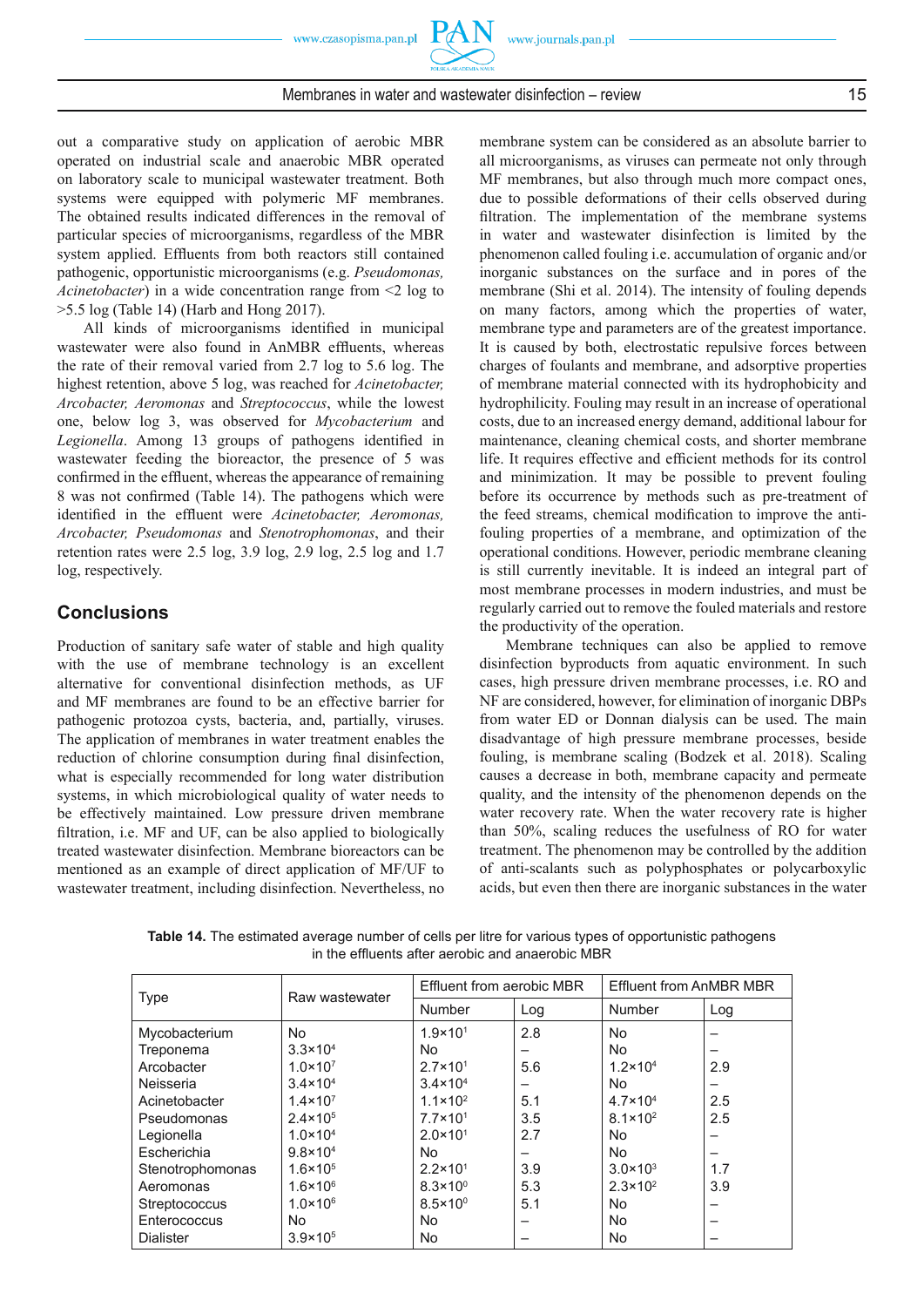out a comparative study on application of aerobic MBR operated on industrial scale and anaerobic MBR operated on laboratory scale to municipal wastewater treatment. Both systems were equipped with polymeric MF membranes. The obtained results indicated differences in the removal of particular species of microorganisms, regardless of the MBR system applied. Effluents from both reactors still contained pathogenic, opportunistic microorganisms (e.g. *Pseudomonas, Acinetobacter*) in a wide concentration range from <2 log to >5.5 log (Table 14) (Harb and Hong 2017).

All kinds of microorganisms identified in municipal wastewater were also found in AnMBR effluents, whereas the rate of their removal varied from 2.7 log to 5.6 log. The highest retention, above 5 log, was reached for *Acinetobacter, Arcobacter, Aeromonas* and *Streptococcus*, while the lowest one, below log 3, was observed for *Mycobacterium* and *Legionella*. Among 13 groups of pathogens identified in wastewater feeding the bioreactor, the presence of 5 was confirmed in the effluent, whereas the appearance of remaining 8 was not confirmed (Table 14). The pathogens which were identified in the effluent were *Acinetobacter, Aeromonas, Arcobacter, Pseudomonas* and *Stenotrophomonas*, and their retention rates were 2.5 log, 3.9 log, 2.9 log, 2.5 log and 1.7 log, respectively.

## Conclusions

Production of sanitary safe water of stable and high quality with the use of membrane technology is an excellent alternative for conventional disinfection methods, as UF and MF membranes are found to be an effective barrier for pathogenic protozoa cysts, bacteria, and, partially, viruses. The application of membranes in water treatment enables the reduction of chlorine consumption during final disinfection, what is especially recommended for long water distribution systems, in which microbiological quality of water needs to be effectively maintained. Low pressure driven membrane filtration, i.e. MF and UF, can be also applied to biologically treated wastewater disinfection. Membrane bioreactors can be mentioned as an example of direct application of MF/UF to wastewater treatment, including disinfection. Nevertheless, no membrane system can be considered as an absolute barrier to all microorganisms, as viruses can permeate not only through MF membranes, but also through much more compact ones, due to possible deformations of their cells observed during filtration. The implementation of the membrane systems in water and wastewater disinfection is limited by the phenomenon called fouling i.e. accumulation of organic and/or inorganic substances on the surface and in pores of the membrane (Shi et al. 2014). The intensity of fouling depends on many factors, among which the properties of water, membrane type and parameters are of the greatest importance. It is caused by both, electrostatic repulsive forces between charges of foulants and membrane, and adsorptive properties of membrane material connected with its hydrophobicity and hydrophilicity. Fouling may result in an increase of operational costs, due to an increased energy demand, additional labour for maintenance, cleaning chemical costs, and shorter membrane life. It requires effective and efficient methods for its control and minimization. It may be possible to prevent fouling before its occurrence by methods such as pre-treatment of the feed streams, chemical modification to improve the anti-fouling properties of a membrane, and optimization of the operational conditions. However, periodic membrane cleaning is still currently inevitable. It is indeed an integral part of most membrane processes in modern industries, and must be regularly carried out to remove the fouled materials and restore the productivity of the operation.

Membrane techniques can also be applied to remove disinfection byproducts from aquatic environment. In such cases, high pressure driven membrane processes, i.e. RO and NF are considered, however, for elimination of inorganic DBPs from water ED or Donnan dialysis can be used. The main disadvantage of high pressure membrane processes, beside fouling, is membrane scaling (Bodzek et al. 2018). Scaling causes a decrease in both, membrane capacity and permeate quality, and the intensity of the phenomenon depends on the water recovery rate. When the water recovery rate is higher than 50%, scaling reduces the usefulness of RO for water treatment. The phenomenon may be controlled by the addition of anti-scalants such as polyphosphates or polycarboxylic acids, but even then there are inorganic substances in the water

**Table 14.** The estimated average number of cells per litre for various types of opportunistic pathogens in the effluents after aerobic and anaerobic MBR

| Type | Raw wastewater | Effluent from aerobic MBR | | Effluent from AnMBR MBR | |
|---|---|---|---|---|---|
| | | Number | Log | Number | Log |
| Mycobacterium | No | $1.9\times10^{1}$ | 2.8 | No | – |
| Treponema | $3.3\times10^{4}$ | No | – | No | – |
| Arcobacter | $1.0\times10^{7}$ | $2.7\times10^{1}$ | 5.6 | $1.2\times10^{4}$ | 2.9 |
| Neisseria | $3.4\times10^{4}$ | $3.4\times10^{4}$ | – | No | – |
| Acinetobacter | $1.4\times10^{7}$ | $1.1\times10^{2}$ | 5.1 | $4.7\times10^{4}$ | 2.5 |
| Pseudomonas | $2.4\times10^{5}$ | $7.7\times10^{1}$ | 3.5 | $8.1\times10^{2}$ | 2.5 |
| Legionella | $1.0\times10^{4}$ | $2.0\times10^{1}$ | 2.7 | No | – |
| Escherichia | $9.8\times10^{4}$ | No | – | No | – |
| Stenotrophomonas | $1.6\times10^{5}$ | $2.2\times10^{1}$ | 3.9 | $3.0\times10^{3}$ | 1.7 |
| Aeromonas | $1.6\times10^{6}$ | $8.3\times10^{0}$ | 5.3 | $2.3\times10^{2}$ | 3.9 |
| Streptococcus | $1.0\times10^{6}$ | $8.5\times10^{0}$ | 5.1 | No | – |
| Enterococcus | No | No | – | No | – |
| Dialister | $3.9\times10^{5}$ | No | – | No | – |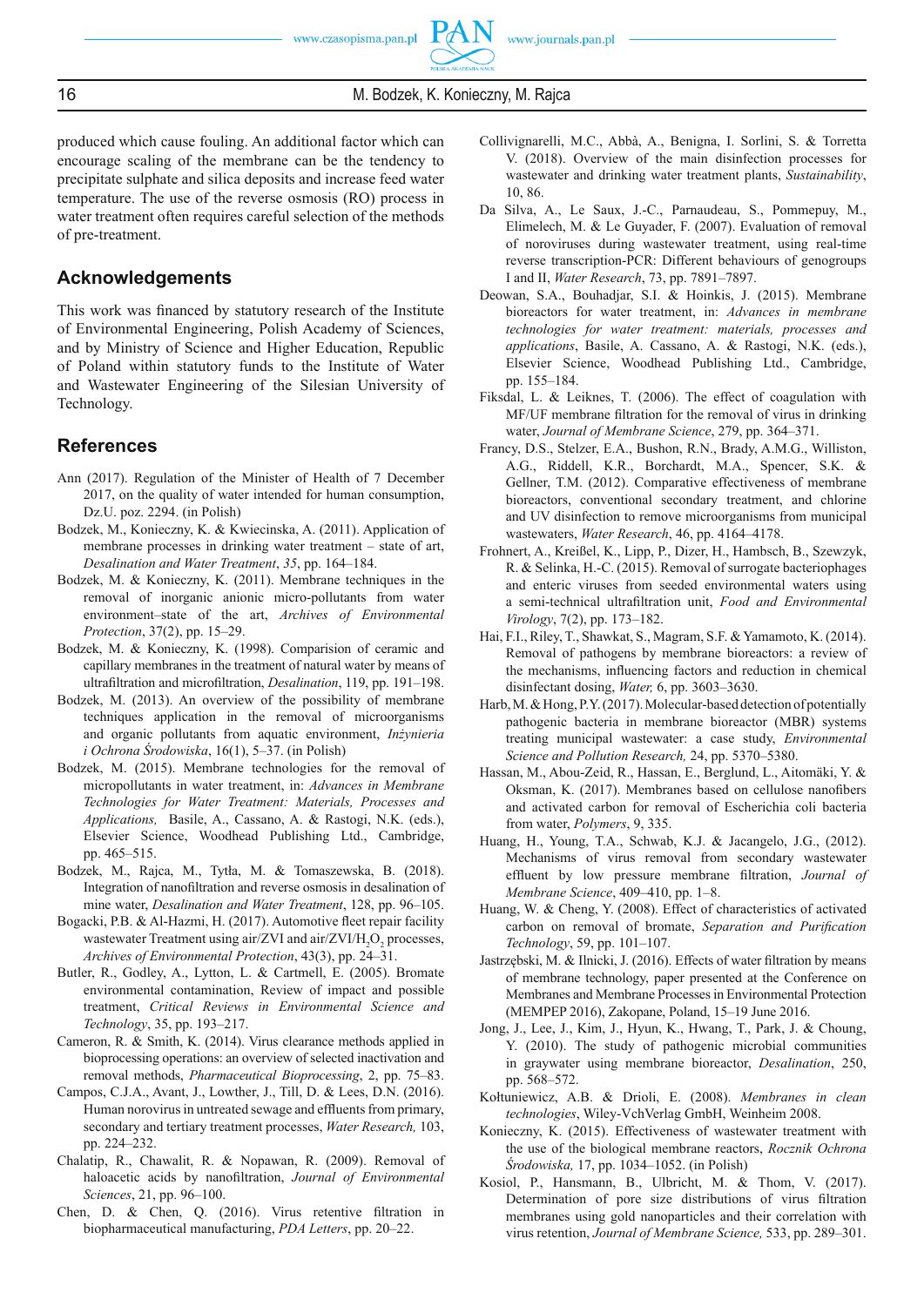produced which cause fouling. An additional factor which can encourage scaling of the membrane can be the tendency to precipitate sulphate and silica deposits and increase feed water temperature. The use of the reverse osmosis (RO) process in water treatment often requires careful selection of the methods of pre-treatment.

## Acknowledgements

This work was financed by statutory research of the Institute of Environmental Engineering, Polish Academy of Sciences, and by Ministry of Science and Higher Education, Republic of Poland within statutory funds to the Institute of Water and Wastewater Engineering of the Silesian University of Technology.

## References

Ann (2017). Regulation of the Minister of Health of 7 December 2017, on the quality of water intended for human consumption, Dz.U. poz. 2294. (in Polish)

Bodzek, M., Konieczny, K. & Kwiecinska, A. (2011). Application of membrane processes in drinking water treatment – state of art, *Desalination and Water Treatment*, *35*, pp. 164–184.

Bodzek, M. & Konieczny, K. (2011). Membrane techniques in the removal of inorganic anionic micro-pollutants from water environment–state of the art, *Archives of Environmental Protection*, 37(2), pp. 15–29.

Bodzek, M. & Konieczny, K. (1998). Comparision of ceramic and capillary membranes in the treatment of natural water by means of ultrafiltration and microfiltration, *Desalination*, 119, pp. 191–198.

Bodzek, M. (2013). An overview of the possibility of membrane techniques application in the removal of microorganisms and organic pollutants from aquatic environment, *Inżynieria i Ochrona Środowiska*, 16(1), 5–37. (in Polish)

Bodzek, M. (2015). Membrane technologies for the removal of micropollutants in water treatment, in: *Advances in Membrane Technologies for Water Treatment: Materials, Processes and Applications,* Basile, A., Cassano, A. & Rastogi, N.K. (eds.), Elsevier Science, Woodhead Publishing Ltd., Cambridge, pp. 465–515.

Bodzek, M., Rajca, M., Tytła, M. & Tomaszewska, B. (2018). Integration of nanofiltration and reverse osmosis in desalination of mine water, *Desalination and Water Treatment*, 128, pp. 96–105.

Bogacki, P.B. & Al-Hazmi, H. (2017). Automotive fleet repair facility wastewater Treatment using air/ZVI and air/ZVI/$H_2O_2$ processes, *Archives of Environmental Protection*, 43(3), pp. 24–31.

Butler, R., Godley, A., Lytton, L. & Cartmell, E. (2005). Bromate environmental contamination, Review of impact and possible treatment, *Critical Reviews in Environmental Science and Technology*, 35, pp. 193–217.

Cameron, R. & Smith, K. (2014). Virus clearance methods applied in bioprocessing operations: an overview of selected inactivation and removal methods, *Pharmaceutical Bioprocessing*, 2, pp. 75–83.

Campos, C.J.A., Avant, J., Lowther, J., Till, D. & Lees, D.N. (2016). Human norovirus in untreated sewage and effluents from primary, secondary and tertiary treatment processes, *Water Research,* 103, pp. 224–232.

Chalatip, R., Chawalit, R. & Nopawan, R. (2009). Removal of haloacetic acids by nanofiltration, *Journal of Environmental Sciences*, 21, pp. 96–100.

Chen, D. & Chen, Q. (2016). Virus retentive filtration in biopharmaceutical manufacturing, *PDA Letters*, pp. 20–22.

Collivignarelli, M.C., Abbà, A., Benigna, I. Sorlini, S. & Torretta V. (2018). Overview of the main disinfection processes for wastewater and drinking water treatment plants, *Sustainability*, 10, 86.

Da Silva, A., Le Saux, J.-C., Parnaudeau, S., Pommepuy, M., Elimelech, M. & Le Guyader, F. (2007). Evaluation of removal of noroviruses during wastewater treatment, using real-time reverse transcription-PCR: Different behaviours of genogroups I and II, *Water Research*, 73, pp. 7891–7897.

Deowan, S.A., Bouhadjar, S.I. & Hoinkis, J. (2015). Membrane bioreactors for water treatment, in: *Advances in membrane technologies for water treatment: materials, processes and applications*, Basile, A. Cassano, A. & Rastogi, N.K. (eds.), Elsevier Science, Woodhead Publishing Ltd., Cambridge, pp. 155–184.

Fiksdal, L. & Leiknes, T. (2006). The effect of coagulation with MF/UF membrane filtration for the removal of virus in drinking water, *Journal of Membrane Science*, 279, pp. 364–371.

Francy, D.S., Stelzer, E.A., Bushon, R.N., Brady, A.M.G., Williston, A.G., Riddell, K.R., Borchardt, M.A., Spencer, S.K. & Gellner, T.M. (2012). Comparative effectiveness of membrane bioreactors, conventional secondary treatment, and chlorine and UV disinfection to remove microorganisms from municipal wastewaters, *Water Research*, 46, pp. 4164–4178.

Frohnert, A., Kreißel, K., Lipp, P., Dizer, H., Hambsch, B., Szewzyk, R. & Selinka, H.-C. (2015). Removal of surrogate bacteriophages and enteric viruses from seeded environmental waters using a semi-technical ultrafiltration unit, *Food and Environmental Virology*, 7(2), pp. 173–182.

Hai, F.I., Riley, T., Shawkat, S., Magram, S.F. & Yamamoto, K. (2014). Removal of pathogens by membrane bioreactors: a review of the mechanisms, influencing factors and reduction in chemical disinfectant dosing, *Water,* 6, pp. 3603–3630.

Harb, M. & Hong, P.Y. (2017). Molecular-based detection of potentially pathogenic bacteria in membrane bioreactor (MBR) systems treating municipal wastewater: a case study, *Environmental Science and Pollution Research,* 24, pp. 5370–5380.

Hassan, M., Abou-Zeid, R., Hassan, E., Berglund, L., Aitomäki, Y. & Oksman, K. (2017). Membranes based on cellulose nanofibers and activated carbon for removal of Escherichia coli bacteria from water, *Polymers*, 9, 335.

Huang, H., Young, T.A., Schwab, K.J. & Jacangelo, J.G., (2012). Mechanisms of virus removal from secondary wastewater effluent by low pressure membrane filtration, *Journal of Membrane Science*, 409–410, pp. 1–8.

Huang, W. & Cheng, Y. (2008). Effect of characteristics of activated carbon on removal of bromate, *Separation and Purification Technology*, 59, pp. 101–107.

Jastrzębski, M. & Ilnicki, J. (2016). Effects of water filtration by means of membrane technology, paper presented at the Conference on Membranes and Membrane Processes in Environmental Protection (MEMPEP 2016), Zakopane, Poland, 15–19 June 2016.

Jong, J., Lee, J., Kim, J., Hyun, K., Hwang, T., Park, J. & Choung, Y. (2010). The study of pathogenic microbial communities in graywater using membrane bioreactor, *Desalination*, 250, pp. 568–572.

Kołtuniewicz, A.B. & Drioli, E. (2008). *Membranes in clean technologies*, Wiley-VchVerlag GmbH, Weinheim 2008.

Konieczny, K. (2015). Effectiveness of wastewater treatment with the use of the biological membrane reactors, *Rocznik Ochrona Środowiska,* 17, pp. 1034–1052. (in Polish)

Kosiol, P., Hansmann, B., Ulbricht, M. & Thom, V. (2017). Determination of pore size distributions of virus filtration membranes using gold nanoparticles and their correlation with virus retention, *Journal of Membrane Science,* 533, pp. 289–301.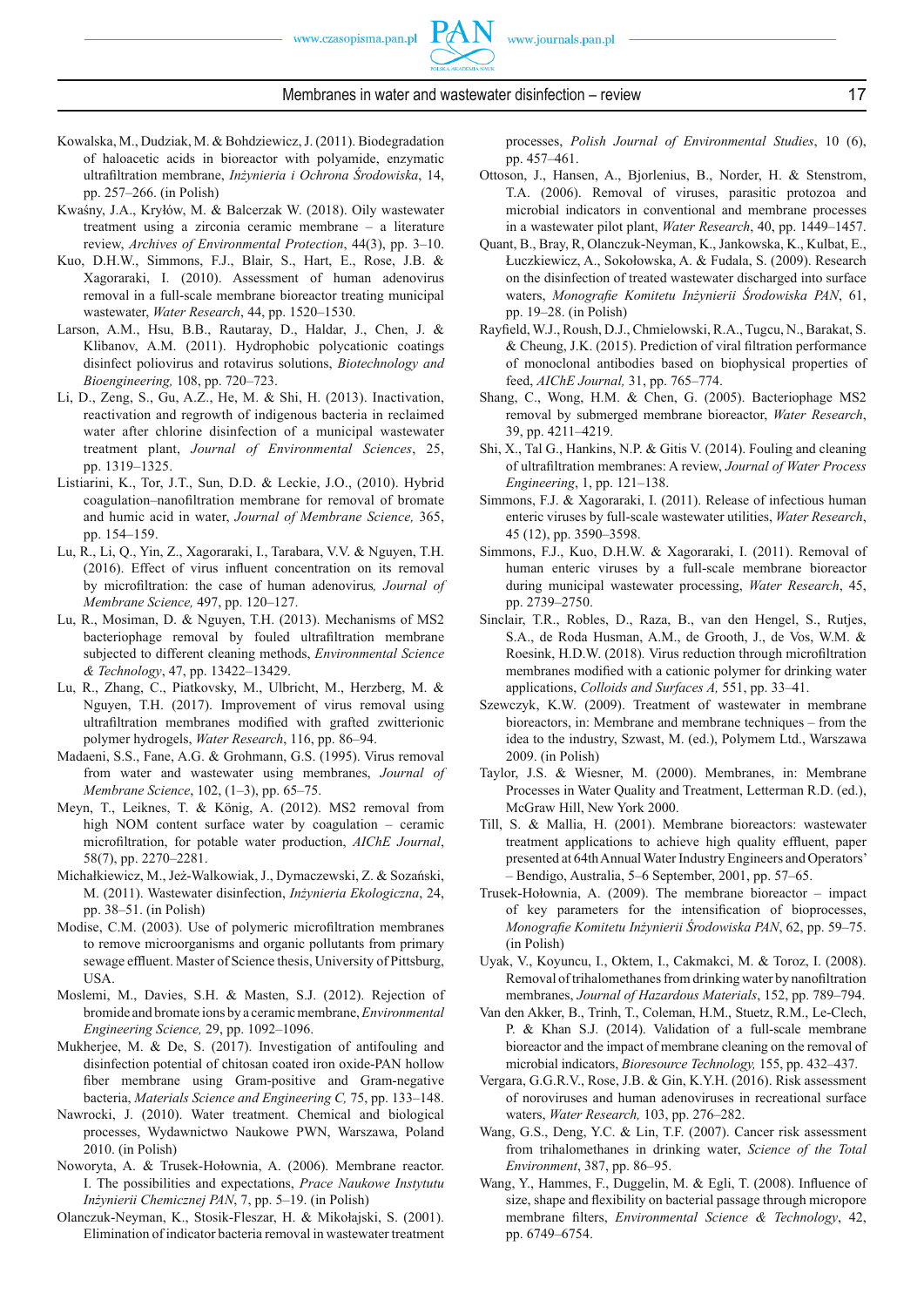Kowalska, M., Dudziak, M. & Bohdziewicz, J. (2011). Biodegradation of haloacetic acids in bioreactor with polyamide, enzymatic ultrafiltration membrane, *Inżynieria i Ochrona Środowiska*, 14, pp. 257–266. (in Polish)

Kwaśny, J.A., Kryłów, M. & Balcerzak W. (2018). Oily wastewater treatment using a zirconia ceramic membrane – a literature review, *Archives of Environmental Protection*, 44(3), pp. 3–10.

Kuo, D.H.W., Simmons, F.J., Blair, S., Hart, E., Rose, J.B. & Xagoraraki, I. (2010). Assessment of human adenovirus removal in a full-scale membrane bioreactor treating municipal wastewater, *Water Research*, 44, pp. 1520–1530.

Larson, A.M., Hsu, B.B., Rautaray, D., Haldar, J., Chen, J. & Klibanov, A.M. (2011). Hydrophobic polycationic coatings disinfect poliovirus and rotavirus solutions, *Biotechnology and Bioengineering,* 108, pp. 720–723.

Li, D., Zeng, S., Gu, A.Z., He, M. & Shi, H. (2013). Inactivation, reactivation and regrowth of indigenous bacteria in reclaimed water after chlorine disinfection of a municipal wastewater treatment plant, *Journal of Environmental Sciences*, 25, pp. 1319–1325.

Listiarini, K., Tor, J.T., Sun, D.D. & Leckie, J.O., (2010). Hybrid coagulation–nanofiltration membrane for removal of bromate and humic acid in water, *Journal of Membrane Science,* 365, pp. 154–159.

Lu, R., Li, Q., Yin, Z., Xagoraraki, I., Tarabara, V.V. & Nguyen, T.H. (2016). Effect of virus influent concentration on its removal by microfiltration: the case of human adenovirus*, Journal of Membrane Science,* 497, pp. 120–127.

Lu, R., Mosiman, D. & Nguyen, T.H. (2013). Mechanisms of MS2 bacteriophage removal by fouled ultrafiltration membrane subjected to different cleaning methods, *Environmental Science & Technology*, 47, pp. 13422–13429.

Lu, R., Zhang, C., Piatkovsky, M., Ulbricht, M., Herzberg, M. & Nguyen, T.H. (2017). Improvement of virus removal using ultrafiltration membranes modified with grafted zwitterionic polymer hydrogels, *Water Research*, 116, pp. 86–94.

Madaeni, S.S., Fane, A.G. & Grohmann, G.S. (1995). Virus removal from water and wastewater using membranes, *Journal of Membrane Science*, 102, (1–3), pp. 65–75.

Meyn, T., Leiknes, T. & König, A. (2012). MS2 removal from high NOM content surface water by coagulation – ceramic microfiltration, for potable water production, *AIChE Journal*, 58(7), pp. 2270–2281.

Michałkiewicz, M., Jeż-Walkowiak, J., Dymaczewski, Z. & Sozański, M. (2011). Wastewater disinfection, *Inżynieria Ekologiczna*, 24, pp. 38–51. (in Polish)

Modise, C.M. (2003). Use of polymeric microfiltration membranes to remove microorganisms and organic pollutants from primary sewage effluent. Master of Science thesis, University of Pittsburg, USA.

Moslemi, M., Davies, S.H. & Masten, S.J. (2012). Rejection of bromide and bromate ions by a ceramic membrane, *Environmental Engineering Science,* 29, pp. 1092–1096.

Mukherjee, M. & De, S. (2017). Investigation of antifouling and disinfection potential of chitosan coated iron oxide-PAN hollow fiber membrane using Gram-positive and Gram-negative bacteria, *Materials Science and Engineering C,* 75, pp. 133–148.

Nawrocki, J. (2010). Water treatment. Chemical and biological processes, Wydawnictwo Naukowe PWN, Warszawa, Poland 2010. (in Polish)

Noworyta, A. & Trusek-Hołownia, A. (2006). Membrane reactor. I. The possibilities and expectations, *Prace Naukowe Instytutu Inżynierii Chemicznej PAN*, 7, pp. 5–19. (in Polish)

Olanczuk-Neyman, K., Stosik-Fleszar, H. & Mikołajski, S. (2001). Elimination of indicator bacteria removal in wastewater treatment processes, *Polish Journal of Environmental Studies*, 10 (6), pp. 457–461.

Ottoson, J., Hansen, A., Bjorlenius, B., Norder, H. & Stenstrom, T.A. (2006). Removal of viruses, parasitic protozoa and microbial indicators in conventional and membrane processes in a wastewater pilot plant, *Water Research*, 40, pp. 1449–1457.

Quant, B., Bray, R, Olanczuk-Neyman, K., Jankowska, K., Kulbat, E., Łuczkiewicz, A., Sokołowska, A. & Fudala, S. (2009). Research on the disinfection of treated wastewater discharged into surface waters, *Monografie Komitetu Inżynierii Środowiska PAN*, 61, pp. 19–28. (in Polish)

Rayfield, W.J., Roush, D.J., Chmielowski, R.A., Tugcu, N., Barakat, S. & Cheung, J.K. (2015). Prediction of viral filtration performance of monoclonal antibodies based on biophysical properties of feed, *AIChE Journal,* 31, pp. 765–774.

Shang, C., Wong, H.M. & Chen, G. (2005). Bacteriophage MS2 removal by submerged membrane bioreactor, *Water Research*, 39, pp. 4211–4219.

Shi, X., Tal G., Hankins, N.P. & Gitis V. (2014). Fouling and cleaning of ultrafiltration membranes: A review, *Journal of Water Process Engineering*, 1, pp. 121–138.

Simmons, F.J. & Xagoraraki, I. (2011). Release of infectious human enteric viruses by full-scale wastewater utilities, *Water Research*, 45 (12), pp. 3590–3598.

Simmons, F.J., Kuo, D.H.W. & Xagoraraki, I. (2011). Removal of human enteric viruses by a full-scale membrane bioreactor during municipal wastewater processing, *Water Research*, 45, pp. 2739–2750.

Sinclair, T.R., Robles, D., Raza, B., van den Hengel, S., Rutjes, S.A., de Roda Husman, A.M., de Grooth, J., de Vos, W.M. & Roesink, H.D.W. (2018). Virus reduction through microfiltration membranes modified with a cationic polymer for drinking water applications, *Colloids and Surfaces A,* 551, pp. 33–41.

Szewczyk, K.W. (2009). Treatment of wastewater in membrane bioreactors, in: Membrane and membrane techniques – from the idea to the industry, Szwast, M. (ed.), Polymem Ltd., Warszawa 2009. (in Polish)

Taylor, J.S. & Wiesner, M. (2000). Membranes, in: Membrane Processes in Water Quality and Treatment, Letterman R.D. (ed.), McGraw Hill, New York 2000.

Till, S. & Mallia, H. (2001). Membrane bioreactors: wastewater treatment applications to achieve high quality effluent, paper presented at 64th Annual Water Industry Engineers and Operators' – Bendigo, Australia, 5–6 September, 2001, pp. 57–65.

Trusek-Hołownia, A. (2009). The membrane bioreactor – impact of key parameters for the intensification of bioprocesses, *Monografie Komitetu Inżynierii Środowiska PAN*, 62, pp. 59–75. (in Polish)

Uyak, V., Koyuncu, I., Oktem, I., Cakmakci, M. & Toroz, I. (2008). Removal of trihalomethanes from drinking water by nanofiltration membranes, *Journal of Hazardous Materials*, 152, pp. 789–794.

Van den Akker, B., Trinh, T., Coleman, H.M., Stuetz, R.M., Le-Clech, P. & Khan S.J. (2014). Validation of a full-scale membrane bioreactor and the impact of membrane cleaning on the removal of microbial indicators, *Bioresource Technology,* 155, pp. 432–437.

Vergara, G.G.R.V., Rose, J.B. & Gin, K.Y.H. (2016). Risk assessment of noroviruses and human adenoviruses in recreational surface waters, *Water Research,* 103, pp. 276–282.

Wang, G.S., Deng, Y.C. & Lin, T.F. (2007). Cancer risk assessment from trihalomethanes in drinking water, *Science of the Total Environment*, 387, pp. 86–95.

Wang, Y., Hammes, F., Duggelin, M. & Egli, T. (2008). Influence of size, shape and flexibility on bacterial passage through micropore membrane filters, *Environmental Science & Technology*, 42, pp. 6749–6754.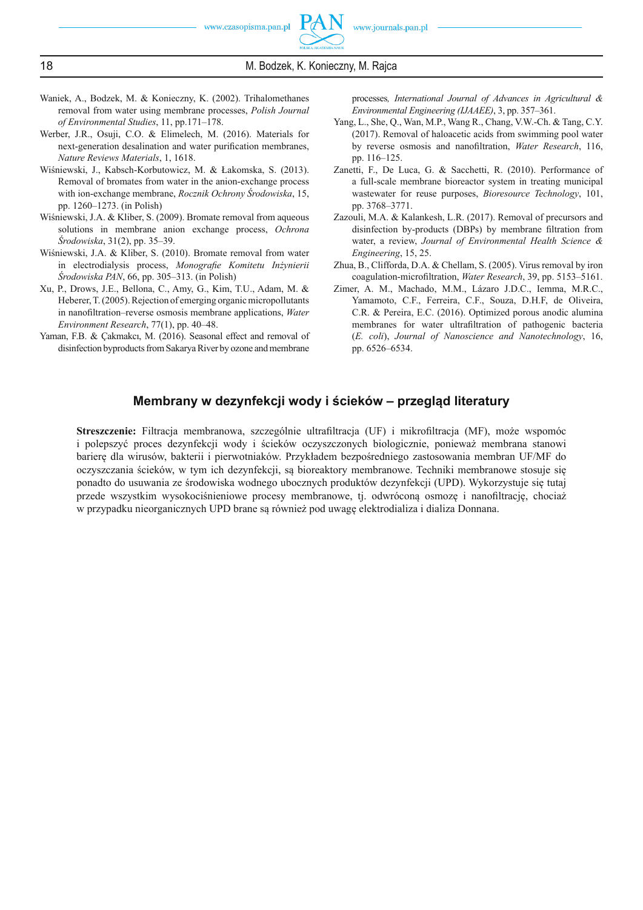Waniek, A., Bodzek, M. & Konieczny, K. (2002). Trihalomethanes removal from water using membrane processes, *Polish Journal of Environmental Studies*, 11, pp.171–178.

Werber, J.R., Osuji, C.O. & Elimelech, M. (2016). Materials for next-generation desalination and water purification membranes, *Nature Reviews Materials*, 1, 1618.

Wiśniewski, J., Kabsch-Korbutowicz, M. & Łakomska, S. (2013). Removal of bromates from water in the anion-exchange process with ion-exchange membrane, *Rocznik Ochrony Środowiska*, 15, pp. 1260–1273. (in Polish)

Wiśniewski, J.A. & Kliber, S. (2009). Bromate removal from aqueous solutions in membrane anion exchange process, *Ochrona Środowiska*, 31(2), pp. 35–39.

Wiśniewski, J.A. & Kliber, S. (2010). Bromate removal from water in electrodialysis process, *Monografie Komitetu Inżynierii Środowiska PAN*, 66, pp. 305–313. (in Polish)

Xu, P., Drows, J.E., Bellona, C., Amy, G., Kim, T.U., Adam, M. & Heberer, T. (2005). Rejection of emerging organic micropollutants in nanofiltration–reverse osmosis membrane applications, *Water Environment Research*, 77(1), pp. 40–48.

Yaman, F.B. & Çakmakcı, M. (2016). Seasonal effect and removal of disinfection byproducts from Sakarya River by ozone and membrane processes, *International Journal of Advances in Agricultural & Environmental Engineering (IJAAEE)*, 3, pp. 357–361.

Yang, L., She, Q., Wan, M.P., Wang R., Chang, V.W.-Ch. & Tang, C.Y. (2017). Removal of haloacetic acids from swimming pool water by reverse osmosis and nanofiltration, *Water Research*, 116, pp. 116–125.

Zanetti, F., De Luca, G. & Sacchetti, R. (2010). Performance of a full-scale membrane bioreactor system in treating municipal wastewater for reuse purposes, *Bioresource Technology*, 101, pp. 3768–3771.

Zazouli, M.A. & Kalankesh, L.R. (2017). Removal of precursors and disinfection by-products (DBPs) by membrane filtration from water, a review, *Journal of Environmental Health Science & Engineering*, 15, 25.

Zhua, B., Clifforda, D.A. & Chellam, S. (2005). Virus removal by iron coagulation-microfiltration, *Water Research*, 39, pp. 5153–5161.

Zimer, A. M., Machado, M.M., Lázaro J.D.C., Iemma, M.R.C., Yamamoto, C.F., Ferreira, C.F., Souza, D.H.F, de Oliveira, C.R. & Pereira, E.C. (2016). Optimized porous anodic alumina membranes for water ultrafiltration of pathogenic bacteria (*E. coli*), *Journal of Nanoscience and Nanotechnology*, 16, pp. 6526–6534.

## Membrany w dezynfekcji wody i ścieków – przegląd literatury

**Streszczenie:** Filtracja membranowa, szczególnie ultrafiltracja (UF) i mikrofiltracja (MF), może wspomóc i polepszyć proces dezynfekcji wody i ścieków oczyszczonych biologicznie, ponieważ membrana stanowi barierę dla wirusów, bakterii i pierwotniaków. Przykładem bezpośredniego zastosowania membran UF/MF do oczyszczania ścieków, w tym ich dezynfekcji, są bioreaktory membranowe. Techniki membranowe stosuje się ponadto do usuwania ze środowiska wodnego ubocznych produktów dezynfekcji (UPD). Wykorzystuje się tutaj przede wszystkim wysokociśnieniowe procesy membranowe, tj. odwróconą osmozę i nanofiltrację, chociaż w przypadku nieorganicznych UPD brane są również pod uwagę elektrodializa i dializa Donnana.